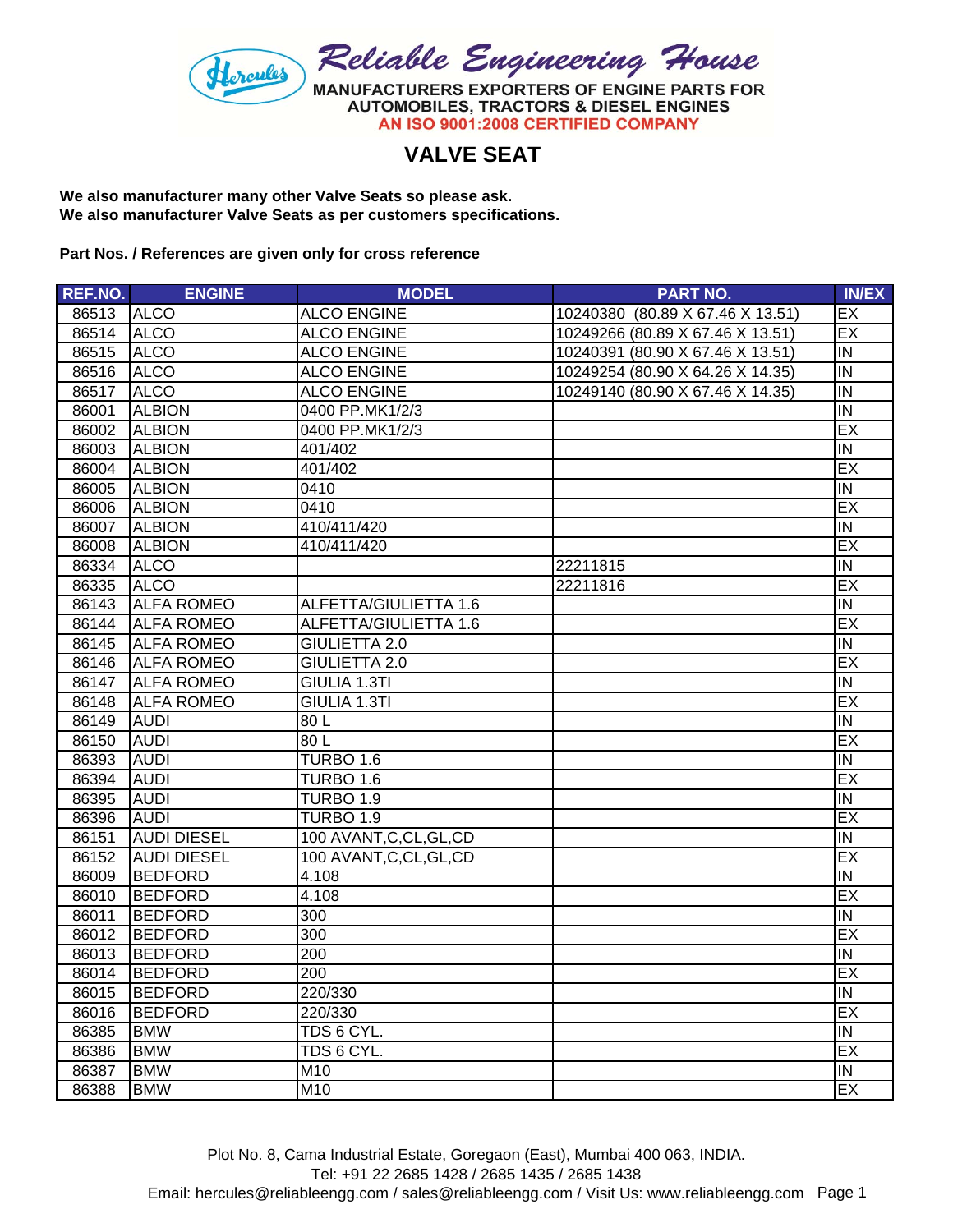# Reliable Engineering House

**MANUFACTURERS EXPORTERS OF ENGINE PARTS FOR AUTOMOBILES, TRACTORS & DIESEL ENGINES**

**AN ISO 9001:2008 CERTIFIED COMPANY**

## VALVE SEAT

**We also manufacturer many other Valve Seats so please ask.**
**We also manufacturer Valve Seats as per customers specifications.**

**Part Nos. / References are given only for cross reference**

| REF.NO. | ENGINE | MODEL | PART NO. | IN/EX |
|---|---|---|---|---|
| 86513 | ALCO | ALCO ENGINE | 10240380 (80.89 X 67.46 X 13.51) | EX |
| 86514 | ALCO | ALCO ENGINE | 10249266 (80.89 X 67.46 X 13.51) | EX |
| 86515 | ALCO | ALCO ENGINE | 10240391 (80.90 X 67.46 X 13.51) | IN |
| 86516 | ALCO | ALCO ENGINE | 10249254 (80.90 X 64.26 X 14.35) | IN |
| 86517 | ALCO | ALCO ENGINE | 10249140 (80.90 X 67.46 X 14.35) | IN |
| 86001 | ALBION | 0400 PP.MK1/2/3 | | IN |
| 86002 | ALBION | 0400 PP.MK1/2/3 | | EX |
| 86003 | ALBION | 401/402 | | IN |
| 86004 | ALBION | 401/402 | | EX |
| 86005 | ALBION | 0410 | | IN |
| 86006 | ALBION | 0410 | | EX |
| 86007 | ALBION | 410/411/420 | | IN |
| 86008 | ALBION | 410/411/420 | | EX |
| 86334 | ALCO | | 22211815 | IN |
| 86335 | ALCO | | 22211816 | EX |
| 86143 | ALFA ROMEO | ALFETTA/GIULIETTA 1.6 | | IN |
| 86144 | ALFA ROMEO | ALFETTA/GIULIETTA 1.6 | | EX |
| 86145 | ALFA ROMEO | GIULIETTA 2.0 | | IN |
| 86146 | ALFA ROMEO | GIULIETTA 2.0 | | EX |
| 86147 | ALFA ROMEO | GIULIA 1.3TI | | IN |
| 86148 | ALFA ROMEO | GIULIA 1.3TI | | EX |
| 86149 | AUDI | 80 L | | IN |
| 86150 | AUDI | 80 L | | EX |
| 86393 | AUDI | TURBO 1.6 | | IN |
| 86394 | AUDI | TURBO 1.6 | | EX |
| 86395 | AUDI | TURBO 1.9 | | IN |
| 86396 | AUDI | TURBO 1.9 | | EX |
| 86151 | AUDI DIESEL | 100 AVANT,C,CL,GL,CD | | IN |
| 86152 | AUDI DIESEL | 100 AVANT,C,CL,GL,CD | | EX |
| 86009 | BEDFORD | 4.108 | | IN |
| 86010 | BEDFORD | 4.108 | | EX |
| 86011 | BEDFORD | 300 | | IN |
| 86012 | BEDFORD | 300 | | EX |
| 86013 | BEDFORD | 200 | | IN |
| 86014 | BEDFORD | 200 | | EX |
| 86015 | BEDFORD | 220/330 | | IN |
| 86016 | BEDFORD | 220/330 | | EX |
| 86385 | BMW | TDS 6 CYL. | | IN |
| 86386 | BMW | TDS 6 CYL. | | EX |
| 86387 | BMW | M10 | | IN |
| 86388 | BMW | M10 | | EX |

Plot No. 8, Cama Industrial Estate, Goregaon (East), Mumbai 400 063, INDIA.
Tel: +91 22 2685 1428 / 2685 1435 / 2685 1438
Email: hercules@reliableengg.com / sales@reliableengg.com / Visit Us: www.reliableengg.com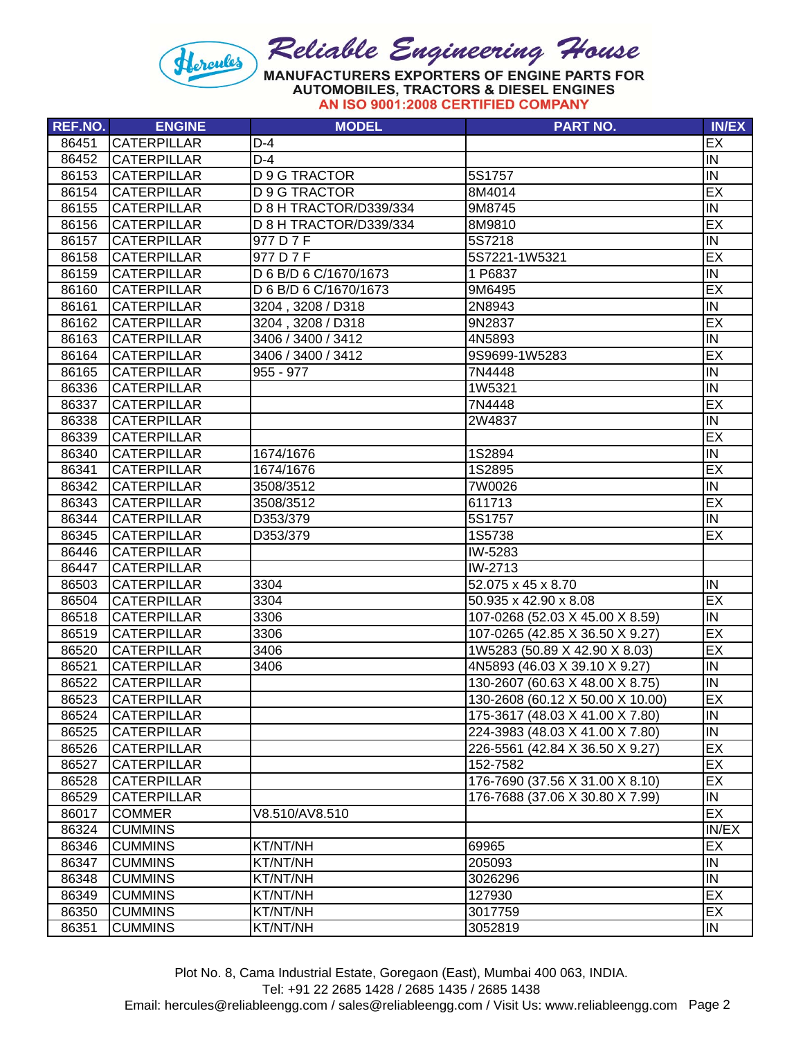Hercules

# Reliable Engineering House

**MANUFACTURERS EXPORTERS OF ENGINE PARTS FOR AUTOMOBILES, TRACTORS & DIESEL ENGINES**

**AN ISO 9001:2008 CERTIFIED COMPANY**

| REF.NO. | ENGINE | MODEL | PART NO. | IN/EX |
|---|---|---|---|---|
| 86451 | CATERPILLAR | D-4 | | EX |
| 86452 | CATERPILLAR | D-4 | | IN |
| 86153 | CATERPILLAR | D 9 G TRACTOR | 5S1757 | IN |
| 86154 | CATERPILLAR | D 9 G TRACTOR | 8M4014 | EX |
| 86155 | CATERPILLAR | D 8 H TRACTOR/D339/334 | 9M8745 | IN |
| 86156 | CATERPILLAR | D 8 H TRACTOR/D339/334 | 8M9810 | EX |
| 86157 | CATERPILLAR | 977 D 7 F | 5S7218 | IN |
| 86158 | CATERPILLAR | 977 D 7 F | 5S7221-1W5321 | EX |
| 86159 | CATERPILLAR | D 6 B/D 6 C/1670/1673 | 1 P6837 | IN |
| 86160 | CATERPILLAR | D 6 B/D 6 C/1670/1673 | 9M6495 | EX |
| 86161 | CATERPILLAR | 3204 , 3208 / D318 | 2N8943 | IN |
| 86162 | CATERPILLAR | 3204 , 3208 / D318 | 9N2837 | EX |
| 86163 | CATERPILLAR | 3406 / 3400 / 3412 | 4N5893 | IN |
| 86164 | CATERPILLAR | 3406 / 3400 / 3412 | 9S9699-1W5283 | EX |
| 86165 | CATERPILLAR | 955 - 977 | 7N4448 | IN |
| 86336 | CATERPILLAR | | 1W5321 | IN |
| 86337 | CATERPILLAR | | 7N4448 | EX |
| 86338 | CATERPILLAR | | 2W4837 | IN |
| 86339 | CATERPILLAR | | | EX |
| 86340 | CATERPILLAR | 1674/1676 | 1S2894 | IN |
| 86341 | CATERPILLAR | 1674/1676 | 1S2895 | EX |
| 86342 | CATERPILLAR | 3508/3512 | 7W0026 | IN |
| 86343 | CATERPILLAR | 3508/3512 | 611713 | EX |
| 86344 | CATERPILLAR | D353/379 | 5S1757 | IN |
| 86345 | CATERPILLAR | D353/379 | 1S5738 | EX |
| 86446 | CATERPILLAR | | IW-5283 | |
| 86447 | CATERPILLAR | | IW-2713 | |
| 86503 | CATERPILLAR | 3304 | 52.075 x 45 x 8.70 | IN |
| 86504 | CATERPILLAR | 3304 | 50.935 x 42.90 x 8.08 | EX |
| 86518 | CATERPILLAR | 3306 | 107-0268 (52.03 X 45.00 X 8.59) | IN |
| 86519 | CATERPILLAR | 3306 | 107-0265 (42.85 X 36.50 X 9.27) | EX |
| 86520 | CATERPILLAR | 3406 | 1W5283 (50.89 X 42.90 X 8.03) | EX |
| 86521 | CATERPILLAR | 3406 | 4N5893 (46.03 X 39.10 X 9.27) | IN |
| 86522 | CATERPILLAR | | 130-2607 (60.63 X 48.00 X 8.75) | IN |
| 86523 | CATERPILLAR | | 130-2608 (60.12 X 50.00 X 10.00) | EX |
| 86524 | CATERPILLAR | | 175-3617 (48.03 X 41.00 X 7.80) | IN |
| 86525 | CATERPILLAR | | 224-3983 (48.03 X 41.00 X 7.80) | IN |
| 86526 | CATERPILLAR | | 226-5561 (42.84 X 36.50 X 9.27) | EX |
| 86527 | CATERPILLAR | | 152-7582 | EX |
| 86528 | CATERPILLAR | | 176-7690 (37.56 X 31.00 X 8.10) | EX |
| 86529 | CATERPILLAR | | 176-7688 (37.06 X 30.80 X 7.99) | IN |
| 86017 | COMMER | V8.510/AV8.510 | | EX |
| 86324 | CUMMINS | | | IN/EX |
| 86346 | CUMMINS | KT/NT/NH | 69965 | EX |
| 86347 | CUMMINS | KT/NT/NH | 205093 | IN |
| 86348 | CUMMINS | KT/NT/NH | 3026296 | IN |
| 86349 | CUMMINS | KT/NT/NH | 127930 | EX |
| 86350 | CUMMINS | KT/NT/NH | 3017759 | EX |
| 86351 | CUMMINS | KT/NT/NH | 3052819 | IN |

Plot No. 8, Cama Industrial Estate, Goregaon (East), Mumbai 400 063, INDIA.
Tel: +91 22 2685 1428 / 2685 1435 / 2685 1438
Email: hercules@reliableengg.com / sales@reliableengg.com / Visit Us: www.reliableengg.com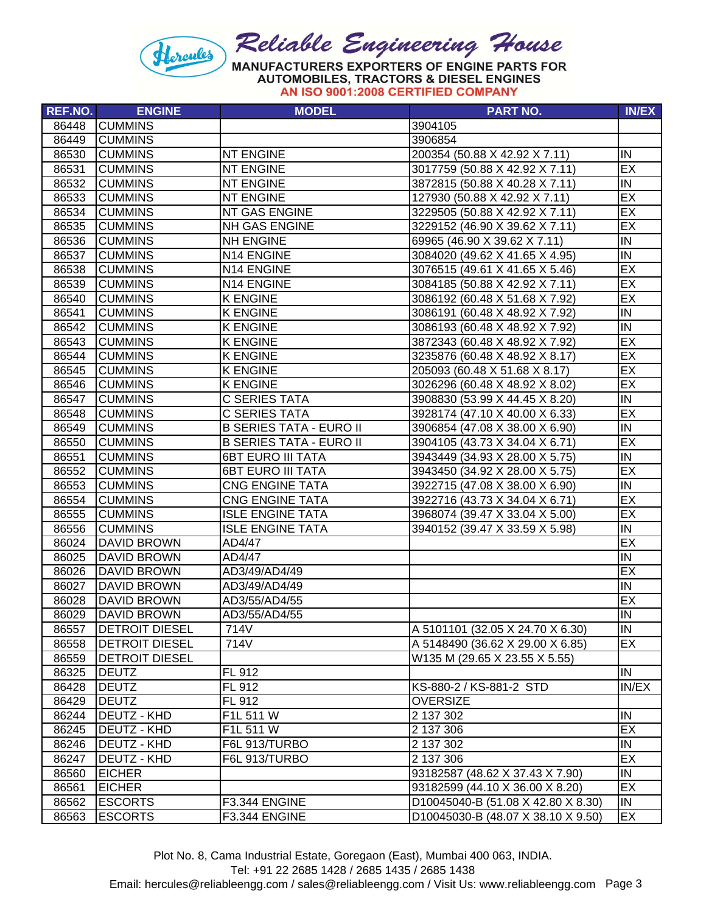# Reliable Engineering House

**MANUFACTURERS EXPORTERS OF ENGINE PARTS FOR AUTOMOBILES, TRACTORS & DIESEL ENGINES**

**AN ISO 9001:2008 CERTIFIED COMPANY**

| REF.NO. | ENGINE | MODEL | PART NO. | IN/EX |
|---|---|---|---|---|
| 86448 | CUMMINS | | 3904105 | |
| 86449 | CUMMINS | | 3906854 | |
| 86530 | CUMMINS | NT ENGINE | 200354 (50.88 X 42.92 X 7.11) | IN |
| 86531 | CUMMINS | NT ENGINE | 3017759 (50.88 X 42.92 X 7.11) | EX |
| 86532 | CUMMINS | NT ENGINE | 3872815 (50.88 X 40.28 X 7.11) | IN |
| 86533 | CUMMINS | NT ENGINE | 127930 (50.88 X 42.92 X 7.11) | EX |
| 86534 | CUMMINS | NT GAS ENGINE | 3229505 (50.88 X 42.92 X 7.11) | EX |
| 86535 | CUMMINS | NH GAS ENGINE | 3229152 (46.90 X 39.62 X 7.11) | EX |
| 86536 | CUMMINS | NH ENGINE | 69965 (46.90 X 39.62 X 7.11) | IN |
| 86537 | CUMMINS | N14 ENGINE | 3084020 (49.62 X 41.65 X 4.95) | IN |
| 86538 | CUMMINS | N14 ENGINE | 3076515 (49.61 X 41.65 X 5.46) | EX |
| 86539 | CUMMINS | N14 ENGINE | 3084185 (50.88 X 42.92 X 7.11) | EX |
| 86540 | CUMMINS | K ENGINE | 3086192 (60.48 X 51.68 X 7.92) | EX |
| 86541 | CUMMINS | K ENGINE | 3086191 (60.48 X 48.92 X 7.92) | IN |
| 86542 | CUMMINS | K ENGINE | 3086193 (60.48 X 48.92 X 7.92) | IN |
| 86543 | CUMMINS | K ENGINE | 3872343 (60.48 X 48.92 X 7.92) | EX |
| 86544 | CUMMINS | K ENGINE | 3235876 (60.48 X 48.92 X 8.17) | EX |
| 86545 | CUMMINS | K ENGINE | 205093 (60.48 X 51.68 X 8.17) | EX |
| 86546 | CUMMINS | K ENGINE | 3026296 (60.48 X 48.92 X 8.02) | EX |
| 86547 | CUMMINS | C SERIES TATA | 3908830 (53.99 X 44.45 X 8.20) | IN |
| 86548 | CUMMINS | C SERIES TATA | 3928174 (47.10 X 40.00 X 6.33) | EX |
| 86549 | CUMMINS | B SERIES TATA - EURO II | 3906854 (47.08 X 38.00 X 6.90) | IN |
| 86550 | CUMMINS | B SERIES TATA - EURO II | 3904105 (43.73 X 34.04 X 6.71) | EX |
| 86551 | CUMMINS | 6BT EURO III TATA | 3943449 (34.93 X 28.00 X 5.75) | IN |
| 86552 | CUMMINS | 6BT EURO III TATA | 3943450 (34.92 X 28.00 X 5.75) | EX |
| 86553 | CUMMINS | CNG ENGINE TATA | 3922715 (47.08 X 38.00 X 6.90) | IN |
| 86554 | CUMMINS | CNG ENGINE TATA | 3922716 (43.73 X 34.04 X 6.71) | EX |
| 86555 | CUMMINS | ISLE ENGINE TATA | 3968074 (39.47 X 33.04 X 5.00) | EX |
| 86556 | CUMMINS | ISLE ENGINE TATA | 3940152 (39.47 X 33.59 X 5.98) | IN |
| 86024 | DAVID BROWN | AD4/47 | | EX |
| 86025 | DAVID BROWN | AD4/47 | | IN |
| 86026 | DAVID BROWN | AD3/49/AD4/49 | | EX |
| 86027 | DAVID BROWN | AD3/49/AD4/49 | | IN |
| 86028 | DAVID BROWN | AD3/55/AD4/55 | | EX |
| 86029 | DAVID BROWN | AD3/55/AD4/55 | | IN |
| 86557 | DETROIT DIESEL | 714V | A 5101101 (32.05 X 24.70 X 6.30) | IN |
| 86558 | DETROIT DIESEL | 714V | A 5148490 (36.62 X 29.00 X 6.85) | EX |
| 86559 | DETROIT DIESEL | | W135 M (29.65 X 23.55 X 5.55) | |
| 86325 | DEUTZ | FL 912 | | IN |
| 86428 | DEUTZ | FL 912 | KS-880-2 / KS-881-2 STD | IN/EX |
| 86429 | DEUTZ | FL 912 | OVERSIZE | |
| 86244 | DEUTZ - KHD | F1L 511 W | 2 137 302 | IN |
| 86245 | DEUTZ - KHD | F1L 511 W | 2 137 306 | EX |
| 86246 | DEUTZ - KHD | F6L 913/TURBO | 2 137 302 | IN |
| 86247 | DEUTZ - KHD | F6L 913/TURBO | 2 137 306 | EX |
| 86560 | EICHER | | 93182587 (48.62 X 37.43 X 7.90) | IN |
| 86561 | EICHER | | 93182599 (44.10 X 36.00 X 8.20) | EX |
| 86562 | ESCORTS | F3.344 ENGINE | D10045040-B (51.08 X 42.80 X 8.30) | IN |
| 86563 | ESCORTS | F3.344 ENGINE | D10045030-B (48.07 X 38.10 X 9.50) | EX |

Plot No. 8, Cama Industrial Estate, Goregaon (East), Mumbai 400 063, INDIA.
Tel: +91 22 2685 1428 / 2685 1435 / 2685 1438
Email: hercules@reliableengg.com / sales@reliableengg.com / Visit Us: www.reliableengg.com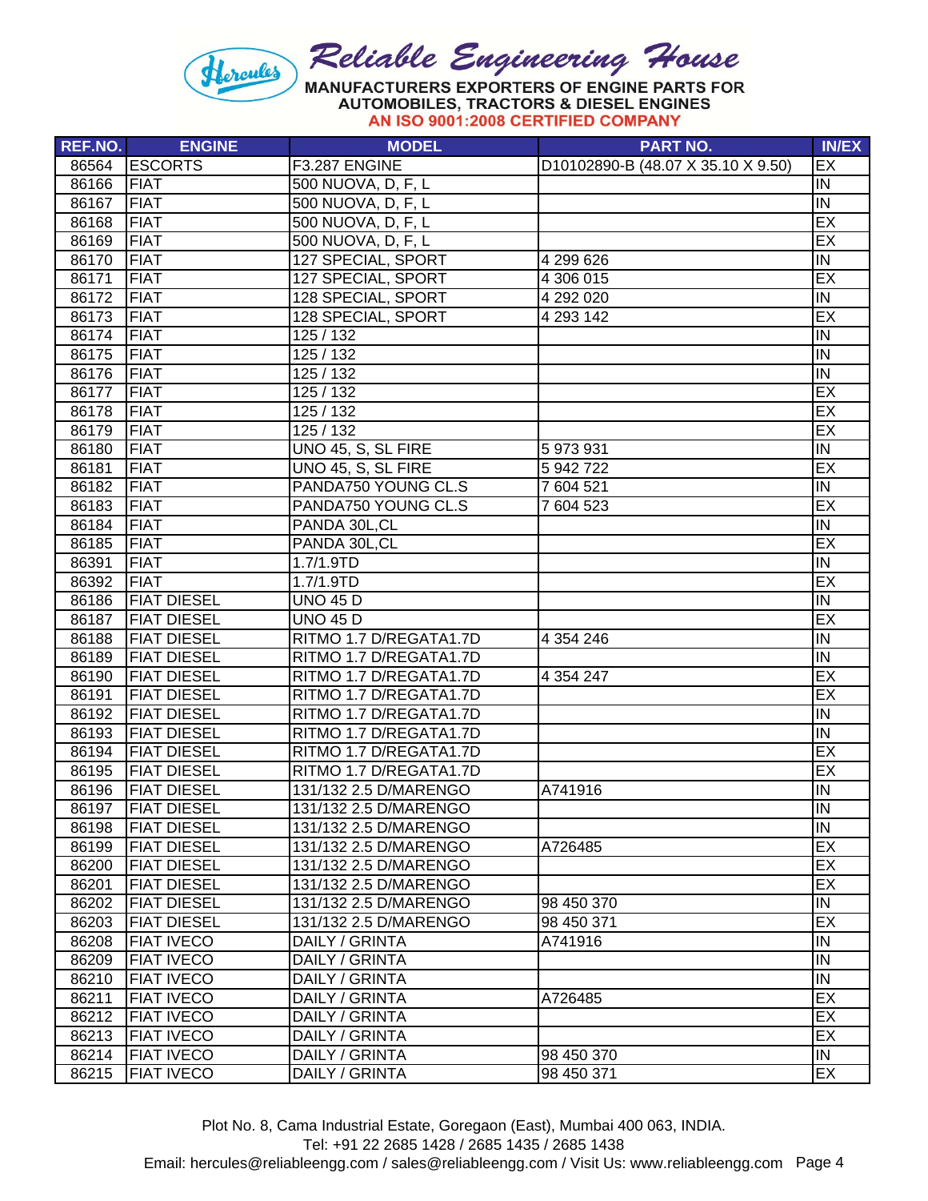# Reliable Engineering House

**MANUFACTURERS EXPORTERS OF ENGINE PARTS FOR AUTOMOBILES, TRACTORS & DIESEL ENGINES**

**AN ISO 9001:2008 CERTIFIED COMPANY**

| REF.NO. | ENGINE | MODEL | PART NO. | IN/EX |
|---|---|---|---|---|
| 86564 | ESCORTS | F3.287 ENGINE | D10102890-B (48.07 X 35.10 X 9.50) | EX |
| 86166 | FIAT | 500 NUOVA, D, F, L | | IN |
| 86167 | FIAT | 500 NUOVA, D, F, L | | IN |
| 86168 | FIAT | 500 NUOVA, D, F, L | | EX |
| 86169 | FIAT | 500 NUOVA, D, F, L | | EX |
| 86170 | FIAT | 127 SPECIAL, SPORT | 4 299 626 | IN |
| 86171 | FIAT | 127 SPECIAL, SPORT | 4 306 015 | EX |
| 86172 | FIAT | 128 SPECIAL, SPORT | 4 292 020 | IN |
| 86173 | FIAT | 128 SPECIAL, SPORT | 4 293 142 | EX |
| 86174 | FIAT | 125 / 132 | | IN |
| 86175 | FIAT | 125 / 132 | | IN |
| 86176 | FIAT | 125 / 132 | | IN |
| 86177 | FIAT | 125 / 132 | | EX |
| 86178 | FIAT | 125 / 132 | | EX |
| 86179 | FIAT | 125 / 132 | | EX |
| 86180 | FIAT | UNO 45, S, SL FIRE | 5 973 931 | IN |
| 86181 | FIAT | UNO 45, S, SL FIRE | 5 942 722 | EX |
| 86182 | FIAT | PANDA750 YOUNG CL.S | 7 604 521 | IN |
| 86183 | FIAT | PANDA750 YOUNG CL.S | 7 604 523 | EX |
| 86184 | FIAT | PANDA 30L,CL | | IN |
| 86185 | FIAT | PANDA 30L,CL | | EX |
| 86391 | FIAT | 1.7/1.9TD | | IN |
| 86392 | FIAT | 1.7/1.9TD | | EX |
| 86186 | FIAT DIESEL | UNO 45 D | | IN |
| 86187 | FIAT DIESEL | UNO 45 D | | EX |
| 86188 | FIAT DIESEL | RITMO 1.7 D/REGATA1.7D | 4 354 246 | IN |
| 86189 | FIAT DIESEL | RITMO 1.7 D/REGATA1.7D | | IN |
| 86190 | FIAT DIESEL | RITMO 1.7 D/REGATA1.7D | 4 354 247 | EX |
| 86191 | FIAT DIESEL | RITMO 1.7 D/REGATA1.7D | | EX |
| 86192 | FIAT DIESEL | RITMO 1.7 D/REGATA1.7D | | IN |
| 86193 | FIAT DIESEL | RITMO 1.7 D/REGATA1.7D | | IN |
| 86194 | FIAT DIESEL | RITMO 1.7 D/REGATA1.7D | | EX |
| 86195 | FIAT DIESEL | RITMO 1.7 D/REGATA1.7D | | EX |
| 86196 | FIAT DIESEL | 131/132 2.5 D/MARENGO | A741916 | IN |
| 86197 | FIAT DIESEL | 131/132 2.5 D/MARENGO | | IN |
| 86198 | FIAT DIESEL | 131/132 2.5 D/MARENGO | | IN |
| 86199 | FIAT DIESEL | 131/132 2.5 D/MARENGO | A726485 | EX |
| 86200 | FIAT DIESEL | 131/132 2.5 D/MARENGO | | EX |
| 86201 | FIAT DIESEL | 131/132 2.5 D/MARENGO | | EX |
| 86202 | FIAT DIESEL | 131/132 2.5 D/MARENGO | 98 450 370 | IN |
| 86203 | FIAT DIESEL | 131/132 2.5 D/MARENGO | 98 450 371 | EX |
| 86208 | FIAT IVECO | DAILY / GRINTA | A741916 | IN |
| 86209 | FIAT IVECO | DAILY / GRINTA | | IN |
| 86210 | FIAT IVECO | DAILY / GRINTA | | IN |
| 86211 | FIAT IVECO | DAILY / GRINTA | A726485 | EX |
| 86212 | FIAT IVECO | DAILY / GRINTA | | EX |
| 86213 | FIAT IVECO | DAILY / GRINTA | | EX |
| 86214 | FIAT IVECO | DAILY / GRINTA | 98 450 370 | IN |
| 86215 | FIAT IVECO | DAILY / GRINTA | 98 450 371 | EX |

Plot No. 8, Cama Industrial Estate, Goregaon (East), Mumbai 400 063, INDIA.
Tel: +91 22 2685 1428 / 2685 1435 / 2685 1438
Email: hercules@reliableengg.com / sales@reliableengg.com / Visit Us: www.reliableengg.com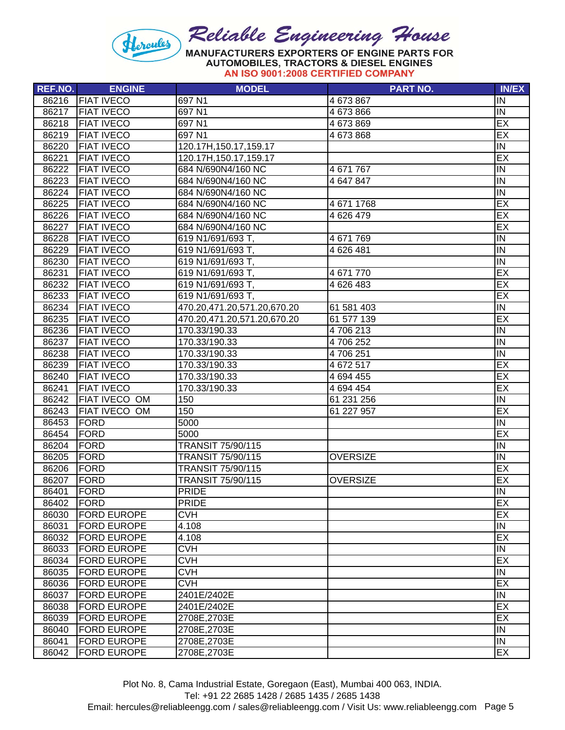# Reliable Engineering House

**MANUFACTURERS EXPORTERS OF ENGINE PARTS FOR AUTOMOBILES, TRACTORS & DIESEL ENGINES**

**AN ISO 9001:2008 CERTIFIED COMPANY**

| REF.NO. | ENGINE | MODEL | PART NO. | IN/EX |
|---|---|---|---|---|
| 86216 | FIAT IVECO | 697 N1 | 4 673 867 | IN |
| 86217 | FIAT IVECO | 697 N1 | 4 673 866 | IN |
| 86218 | FIAT IVECO | 697 N1 | 4 673 869 | EX |
| 86219 | FIAT IVECO | 697 N1 | 4 673 868 | EX |
| 86220 | FIAT IVECO | 120.17H,150.17,159.17 | | IN |
| 86221 | FIAT IVECO | 120.17H,150.17,159.17 | | EX |
| 86222 | FIAT IVECO | 684 N/690N4/160 NC | 4 671 767 | IN |
| 86223 | FIAT IVECO | 684 N/690N4/160 NC | 4 647 847 | IN |
| 86224 | FIAT IVECO | 684 N/690N4/160 NC | | IN |
| 86225 | FIAT IVECO | 684 N/690N4/160 NC | 4 671 1768 | EX |
| 86226 | FIAT IVECO | 684 N/690N4/160 NC | 4 626 479 | EX |
| 86227 | FIAT IVECO | 684 N/690N4/160 NC | | EX |
| 86228 | FIAT IVECO | 619 N1/691/693 T, | 4 671 769 | IN |
| 86229 | FIAT IVECO | 619 N1/691/693 T, | 4 626 481 | IN |
| 86230 | FIAT IVECO | 619 N1/691/693 T, | | IN |
| 86231 | FIAT IVECO | 619 N1/691/693 T, | 4 671 770 | EX |
| 86232 | FIAT IVECO | 619 N1/691/693 T, | 4 626 483 | EX |
| 86233 | FIAT IVECO | 619 N1/691/693 T, | | EX |
| 86234 | FIAT IVECO | 470.20,471.20,571.20,670.20 | 61 581 403 | IN |
| 86235 | FIAT IVECO | 470.20,471.20,571.20,670.20 | 61 577 139 | EX |
| 86236 | FIAT IVECO | 170.33/190.33 | 4 706 213 | IN |
| 86237 | FIAT IVECO | 170.33/190.33 | 4 706 252 | IN |
| 86238 | FIAT IVECO | 170.33/190.33 | 4 706 251 | IN |
| 86239 | FIAT IVECO | 170.33/190.33 | 4 672 517 | EX |
| 86240 | FIAT IVECO | 170.33/190.33 | 4 694 455 | EX |
| 86241 | FIAT IVECO | 170.33/190.33 | 4 694 454 | EX |
| 86242 | FIAT IVECO OM | 150 | 61 231 256 | IN |
| 86243 | FIAT IVECO OM | 150 | 61 227 957 | EX |
| 86453 | FORD | 5000 | | IN |
| 86454 | FORD | 5000 | | EX |
| 86204 | FORD | TRANSIT 75/90/115 | | IN |
| 86205 | FORD | TRANSIT 75/90/115 | OVERSIZE | IN |
| 86206 | FORD | TRANSIT 75/90/115 | | EX |
| 86207 | FORD | TRANSIT 75/90/115 | OVERSIZE | EX |
| 86401 | FORD | PRIDE | | IN |
| 86402 | FORD | PRIDE | | EX |
| 86030 | FORD EUROPE | CVH | | EX |
| 86031 | FORD EUROPE | 4.108 | | IN |
| 86032 | FORD EUROPE | 4.108 | | EX |
| 86033 | FORD EUROPE | CVH | | IN |
| 86034 | FORD EUROPE | CVH | | EX |
| 86035 | FORD EUROPE | CVH | | IN |
| 86036 | FORD EUROPE | CVH | | EX |
| 86037 | FORD EUROPE | 2401E/2402E | | IN |
| 86038 | FORD EUROPE | 2401E/2402E | | EX |
| 86039 | FORD EUROPE | 2708E,2703E | | EX |
| 86040 | FORD EUROPE | 2708E,2703E | | IN |
| 86041 | FORD EUROPE | 2708E,2703E | | IN |
| 86042 | FORD EUROPE | 2708E,2703E | | EX |

Plot No. 8, Cama Industrial Estate, Goregaon (East), Mumbai 400 063, INDIA.
Tel: +91 22 2685 1428 / 2685 1435 / 2685 1438
Email: hercules@reliableengg.com / sales@reliableengg.com / Visit Us: www.reliableengg.com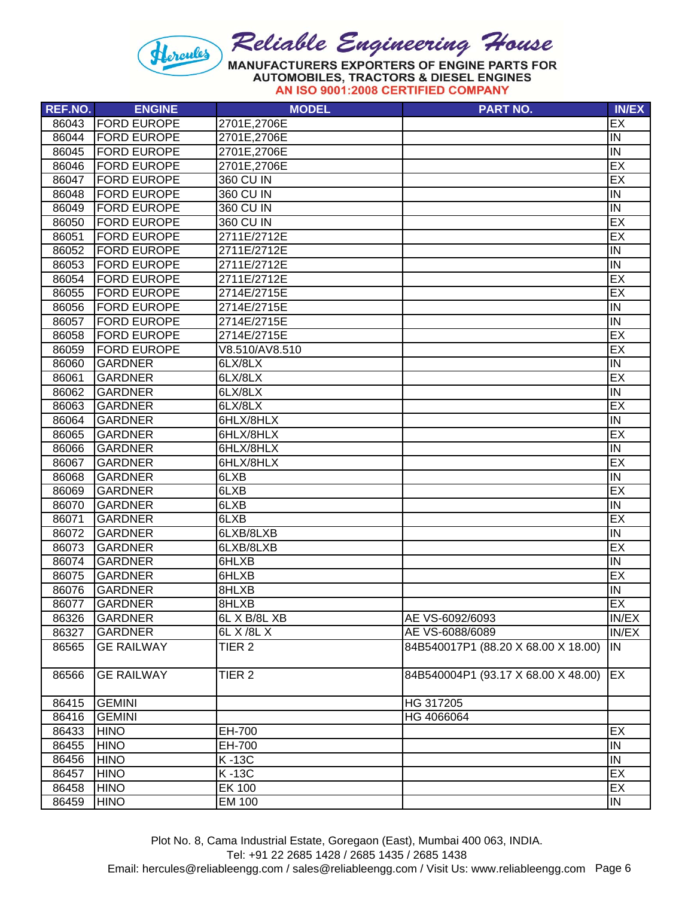# Reliable Engineering House

**MANUFACTURERS EXPORTERS OF ENGINE PARTS FOR AUTOMOBILES, TRACTORS & DIESEL ENGINES**

**AN ISO 9001:2008 CERTIFIED COMPANY**

| REF.NO. | ENGINE | MODEL | PART NO. | IN/EX |
|---|---|---|---|---|
| 86043 | FORD EUROPE | 2701E,2706E | | EX |
| 86044 | FORD EUROPE | 2701E,2706E | | IN |
| 86045 | FORD EUROPE | 2701E,2706E | | IN |
| 86046 | FORD EUROPE | 2701E,2706E | | EX |
| 86047 | FORD EUROPE | 360 CU IN | | EX |
| 86048 | FORD EUROPE | 360 CU IN | | IN |
| 86049 | FORD EUROPE | 360 CU IN | | IN |
| 86050 | FORD EUROPE | 360 CU IN | | EX |
| 86051 | FORD EUROPE | 2711E/2712E | | EX |
| 86052 | FORD EUROPE | 2711E/2712E | | IN |
| 86053 | FORD EUROPE | 2711E/2712E | | IN |
| 86054 | FORD EUROPE | 2711E/2712E | | EX |
| 86055 | FORD EUROPE | 2714E/2715E | | EX |
| 86056 | FORD EUROPE | 2714E/2715E | | IN |
| 86057 | FORD EUROPE | 2714E/2715E | | IN |
| 86058 | FORD EUROPE | 2714E/2715E | | EX |
| 86059 | FORD EUROPE | V8.510/AV8.510 | | EX |
| 86060 | GARDNER | 6LX/8LX | | IN |
| 86061 | GARDNER | 6LX/8LX | | EX |
| 86062 | GARDNER | 6LX/8LX | | IN |
| 86063 | GARDNER | 6LX/8LX | | EX |
| 86064 | GARDNER | 6HLX/8HLX | | IN |
| 86065 | GARDNER | 6HLX/8HLX | | EX |
| 86066 | GARDNER | 6HLX/8HLX | | IN |
| 86067 | GARDNER | 6HLX/8HLX | | EX |
| 86068 | GARDNER | 6LXB | | IN |
| 86069 | GARDNER | 6LXB | | EX |
| 86070 | GARDNER | 6LXB | | IN |
| 86071 | GARDNER | 6LXB | | EX |
| 86072 | GARDNER | 6LXB/8LXB | | IN |
| 86073 | GARDNER | 6LXB/8LXB | | EX |
| 86074 | GARDNER | 6HLXB | | IN |
| 86075 | GARDNER | 6HLXB | | EX |
| 86076 | GARDNER | 8HLXB | | IN |
| 86077 | GARDNER | 8HLXB | | EX |
| 86326 | GARDNER | 6L X B/8L XB | AE VS-6092/6093 | IN/EX |
| 86327 | GARDNER | 6L X /8L X | AE VS-6088/6089 | IN/EX |
| 86565 | GE RAILWAY | TIER 2 | 84B540017P1 (88.20 X 68.00 X 18.00) | IN |
| 86566 | GE RAILWAY | TIER 2 | 84B540004P1 (93.17 X 68.00 X 48.00) | EX |
| 86415 | GEMINI | | HG 317205 | |
| 86416 | GEMINI | | HG 4066064 | |
| 86433 | HINO | EH-700 | | EX |
| 86455 | HINO | EH-700 | | IN |
| 86456 | HINO | K -13C | | IN |
| 86457 | HINO | K -13C | | EX |
| 86458 | HINO | EK 100 | | EX |
| 86459 | HINO | EM 100 | | IN |

Plot No. 8, Cama Industrial Estate, Goregaon (East), Mumbai 400 063, INDIA.
Tel: +91 22 2685 1428 / 2685 1435 / 2685 1438
Email: hercules@reliableengg.com / sales@reliableengg.com / Visit Us: www.reliableengg.com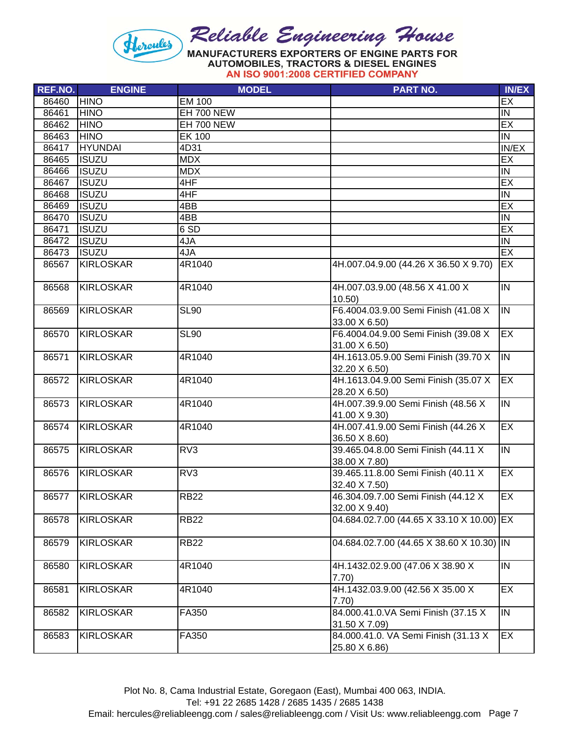# Reliable Engineering House

**MANUFACTURERS EXPORTERS OF ENGINE PARTS FOR AUTOMOBILES, TRACTORS & DIESEL ENGINES**

**AN ISO 9001:2008 CERTIFIED COMPANY**

| REF.NO. | ENGINE | MODEL | PART NO. | IN/EX |
|---|---|---|---|---|
| 86460 | HINO | EM 100 | | EX |
| 86461 | HINO | EH 700 NEW | | IN |
| 86462 | HINO | EH 700 NEW | | EX |
| 86463 | HINO | EK 100 | | IN |
| 86417 | HYUNDAI | 4D31 | | IN/EX |
| 86465 | ISUZU | MDX | | EX |
| 86466 | ISUZU | MDX | | IN |
| 86467 | ISUZU | 4HF | | EX |
| 86468 | ISUZU | 4HF | | IN |
| 86469 | ISUZU | 4BB | | EX |
| 86470 | ISUZU | 4BB | | IN |
| 86471 | ISUZU | 6 SD | | EX |
| 86472 | ISUZU | 4JA | | IN |
| 86473 | ISUZU | 4JA | | EX |
| 86567 | KIRLOSKAR | 4R1040 | 4H.007.04.9.00 (44.26 X 36.50 X 9.70) | EX |
| 86568 | KIRLOSKAR | 4R1040 | 4H.007.03.9.00 (48.56 X 41.00 X 10.50) | IN |
| 86569 | KIRLOSKAR | SL90 | F6.4004.03.9.00 Semi Finish (41.08 X 33.00 X 6.50) | IN |
| 86570 | KIRLOSKAR | SL90 | F6.4004.04.9.00 Semi Finish (39.08 X 31.00 X 6.50) | EX |
| 86571 | KIRLOSKAR | 4R1040 | 4H.1613.05.9.00 Semi Finish (39.70 X 32.20 X 6.50) | IN |
| 86572 | KIRLOSKAR | 4R1040 | 4H.1613.04.9.00 Semi Finish (35.07 X 28.20 X 6.50) | EX |
| 86573 | KIRLOSKAR | 4R1040 | 4H.007.39.9.00 Semi Finish (48.56 X 41.00 X 9.30) | IN |
| 86574 | KIRLOSKAR | 4R1040 | 4H.007.41.9.00 Semi Finish (44.26 X 36.50 X 8.60) | EX |
| 86575 | KIRLOSKAR | RV3 | 39.465.04.8.00 Semi Finish (44.11 X 38.00 X 7.80) | IN |
| 86576 | KIRLOSKAR | RV3 | 39.465.11.8.00 Semi Finish (40.11 X 32.40 X 7.50) | EX |
| 86577 | KIRLOSKAR | RB22 | 46.304.09.7.00 Semi Finish (44.12 X 32.00 X 9.40) | EX |
| 86578 | KIRLOSKAR | RB22 | 04.684.02.7.00 (44.65 X 33.10 X 10.00) | EX |
| 86579 | KIRLOSKAR | RB22 | 04.684.02.7.00 (44.65 X 38.60 X 10.30) | IN |
| 86580 | KIRLOSKAR | 4R1040 | 4H.1432.02.9.00 (47.06 X 38.90 X 7.70) | IN |
| 86581 | KIRLOSKAR | 4R1040 | 4H.1432.03.9.00 (42.56 X 35.00 X 7.70) | EX |
| 86582 | KIRLOSKAR | FA350 | 84.000.41.0.VA Semi Finish (37.15 X 31.50 X 7.09) | IN |
| 86583 | KIRLOSKAR | FA350 | 84.000.41.0. VA Semi Finish (31.13 X 25.80 X 6.86) | EX |

Plot No. 8, Cama Industrial Estate, Goregaon (East), Mumbai 400 063, INDIA.
Tel: +91 22 2685 1428 / 2685 1435 / 2685 1438
Email: hercules@reliableengg.com / sales@reliableengg.com / Visit Us: www.reliableengg.com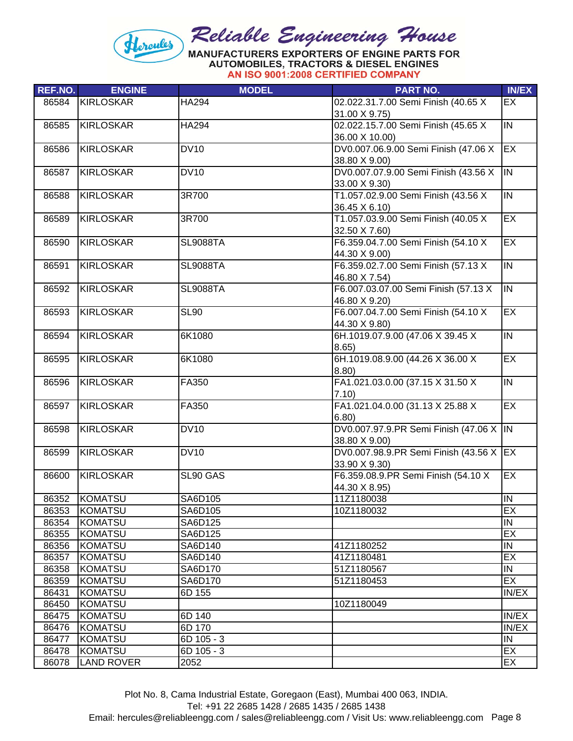# Reliable Engineering House

**MANUFACTURERS EXPORTERS OF ENGINE PARTS FOR AUTOMOBILES, TRACTORS & DIESEL ENGINES**

**AN ISO 9001:2008 CERTIFIED COMPANY**

| REF.NO. | ENGINE | MODEL | PART NO. | IN/EX |
|---|---|---|---|---|
| 86584 | KIRLOSKAR | HA294 | 02.022.31.7.00 Semi Finish (40.65 X 31.00 X 9.75) | EX |
| 86585 | KIRLOSKAR | HA294 | 02.022.15.7.00 Semi Finish (45.65 X 36.00 X 10.00) | IN |
| 86586 | KIRLOSKAR | DV10 | DV0.007.06.9.00 Semi Finish (47.06 X 38.80 X 9.00) | EX |
| 86587 | KIRLOSKAR | DV10 | DV0.007.07.9.00 Semi Finish (43.56 X 33.00 X 9.30) | IN |
| 86588 | KIRLOSKAR | 3R700 | T1.057.02.9.00 Semi Finish (43.56 X 36.45 X 6.10) | IN |
| 86589 | KIRLOSKAR | 3R700 | T1.057.03.9.00 Semi Finish (40.05 X 32.50 X 7.60) | EX |
| 86590 | KIRLOSKAR | SL9088TA | F6.359.04.7.00 Semi Finish (54.10 X 44.30 X 9.00) | EX |
| 86591 | KIRLOSKAR | SL9088TA | F6.359.02.7.00 Semi Finish (57.13 X 46.80 X 7.54) | IN |
| 86592 | KIRLOSKAR | SL9088TA | F6.007.03.07.00 Semi Finish (57.13 X 46.80 X 9.20) | IN |
| 86593 | KIRLOSKAR | SL90 | F6.007.04.7.00 Semi Finish (54.10 X 44.30 X 9.80) | EX |
| 86594 | KIRLOSKAR | 6K1080 | 6H.1019.07.9.00 (47.06 X 39.45 X 8.65) | IN |
| 86595 | KIRLOSKAR | 6K1080 | 6H.1019.08.9.00 (44.26 X 36.00 X 8.80) | EX |
| 86596 | KIRLOSKAR | FA350 | FA1.021.03.0.00 (37.15 X 31.50 X 7.10) | IN |
| 86597 | KIRLOSKAR | FA350 | FA1.021.04.0.00 (31.13 X 25.88 X 6.80) | EX |
| 86598 | KIRLOSKAR | DV10 | DV0.007.97.9.PR Semi Finish (47.06 X 38.80 X 9.00) | IN |
| 86599 | KIRLOSKAR | DV10 | DV0.007.98.9.PR Semi Finish (43.56 X 33.90 X 9.30) | EX |
| 86600 | KIRLOSKAR | SL90 GAS | F6.359.08.9.PR Semi Finish (54.10 X 44.30 X 8.95) | EX |
| 86352 | KOMATSU | SA6D105 | 11Z1180038 | IN |
| 86353 | KOMATSU | SA6D105 | 10Z1180032 | EX |
| 86354 | KOMATSU | SA6D125 | | IN |
| 86355 | KOMATSU | SA6D125 | | EX |
| 86356 | KOMATSU | SA6D140 | 41Z1180252 | IN |
| 86357 | KOMATSU | SA6D140 | 41Z1180481 | EX |
| 86358 | KOMATSU | SA6D170 | 51Z1180567 | IN |
| 86359 | KOMATSU | SA6D170 | 51Z1180453 | EX |
| 86431 | KOMATSU | 6D 155 | | IN/EX |
| 86450 | KOMATSU | | 10Z1180049 | |
| 86475 | KOMATSU | 6D 140 | | IN/EX |
| 86476 | KOMATSU | 6D 170 | | IN/EX |
| 86477 | KOMATSU | 6D 105 - 3 | | IN |
| 86478 | KOMATSU | 6D 105 - 3 | | EX |
| 86078 | LAND ROVER | 2052 | | EX |

Plot No. 8, Cama Industrial Estate, Goregaon (East), Mumbai 400 063, INDIA.
Tel: +91 22 2685 1428 / 2685 1435 / 2685 1438
Email: hercules@reliableengg.com / sales@reliableengg.com / Visit Us: www.reliableengg.com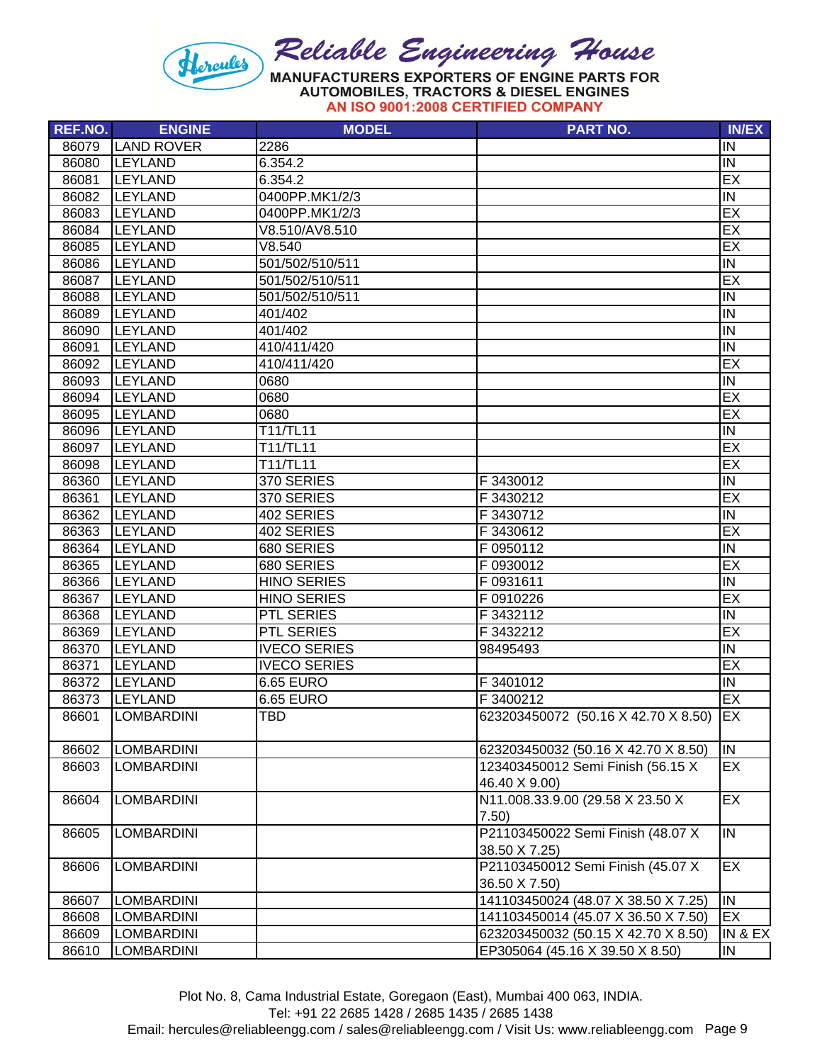**Reliable Engineering House**

MANUFACTURERS EXPORTERS OF ENGINE PARTS FOR AUTOMOBILES, TRACTORS & DIESEL ENGINES

AN ISO 9001:2008 CERTIFIED COMPANY

| REF.NO. | ENGINE | MODEL | PART NO. | IN/EX |
|---|---|---|---|---|
| 86079 | LAND ROVER | 2286 | | IN |
| 86080 | LEYLAND | 6.354.2 | | IN |
| 86081 | LEYLAND | 6.354.2 | | EX |
| 86082 | LEYLAND | 0400PP.MK1/2/3 | | IN |
| 86083 | LEYLAND | 0400PP.MK1/2/3 | | EX |
| 86084 | LEYLAND | V8.510/AV8.510 | | EX |
| 86085 | LEYLAND | V8.540 | | EX |
| 86086 | LEYLAND | 501/502/510/511 | | IN |
| 86087 | LEYLAND | 501/502/510/511 | | EX |
| 86088 | LEYLAND | 501/502/510/511 | | IN |
| 86089 | LEYLAND | 401/402 | | IN |
| 86090 | LEYLAND | 401/402 | | IN |
| 86091 | LEYLAND | 410/411/420 | | IN |
| 86092 | LEYLAND | 410/411/420 | | EX |
| 86093 | LEYLAND | 0680 | | IN |
| 86094 | LEYLAND | 0680 | | EX |
| 86095 | LEYLAND | 0680 | | EX |
| 86096 | LEYLAND | T11/TL11 | | IN |
| 86097 | LEYLAND | T11/TL11 | | EX |
| 86098 | LEYLAND | T11/TL11 | | EX |
| 86360 | LEYLAND | 370 SERIES | F 3430012 | IN |
| 86361 | LEYLAND | 370 SERIES | F 3430212 | EX |
| 86362 | LEYLAND | 402 SERIES | F 3430712 | IN |
| 86363 | LEYLAND | 402 SERIES | F 3430612 | EX |
| 86364 | LEYLAND | 680 SERIES | F 0950112 | IN |
| 86365 | LEYLAND | 680 SERIES | F 0930012 | EX |
| 86366 | LEYLAND | HINO SERIES | F 0931611 | IN |
| 86367 | LEYLAND | HINO SERIES | F 0910226 | EX |
| 86368 | LEYLAND | PTL SERIES | F 3432112 | IN |
| 86369 | LEYLAND | PTL SERIES | F 3432212 | EX |
| 86370 | LEYLAND | IVECO SERIES | 98495493 | IN |
| 86371 | LEYLAND | IVECO SERIES | | EX |
| 86372 | LEYLAND | 6.65 EURO | F 3401012 | IN |
| 86373 | LEYLAND | 6.65 EURO | F 3400212 | EX |
| 86601 | LOMBARDINI | TBD | 623203450072 (50.16 X 42.70 X 8.50) | EX |
| 86602 | LOMBARDINI | | 623203450032 (50.16 X 42.70 X 8.50) | IN |
| 86603 | LOMBARDINI | | 123403450012 Semi Finish (56.15 X 46.40 X 9.00) | EX |
| 86604 | LOMBARDINI | | N11.008.33.9.00 (29.58 X 23.50 X 7.50) | EX |
| 86605 | LOMBARDINI | | P21103450022 Semi Finish (48.07 X 38.50 X 7.25) | IN |
| 86606 | LOMBARDINI | | P21103450012 Semi Finish (45.07 X 36.50 X 7.50) | EX |
| 86607 | LOMBARDINI | | 141103450024 (48.07 X 38.50 X 7.25) | IN |
| 86608 | LOMBARDINI | | 141103450014 (45.07 X 36.50 X 7.50) | EX |
| 86609 | LOMBARDINI | | 623203450032 (50.15 X 42.70 X 8.50) | IN & EX |
| 86610 | LOMBARDINI | | EP305064 (45.16 X 39.50 X 8.50) | IN |

Plot No. 8, Cama Industrial Estate, Goregaon (East), Mumbai 400 063, INDIA.
Tel: +91 22 2685 1428 / 2685 1435 / 2685 1438
Email: hercules@reliableengg.com / sales@reliableengg.com / Visit Us: www.reliableengg.com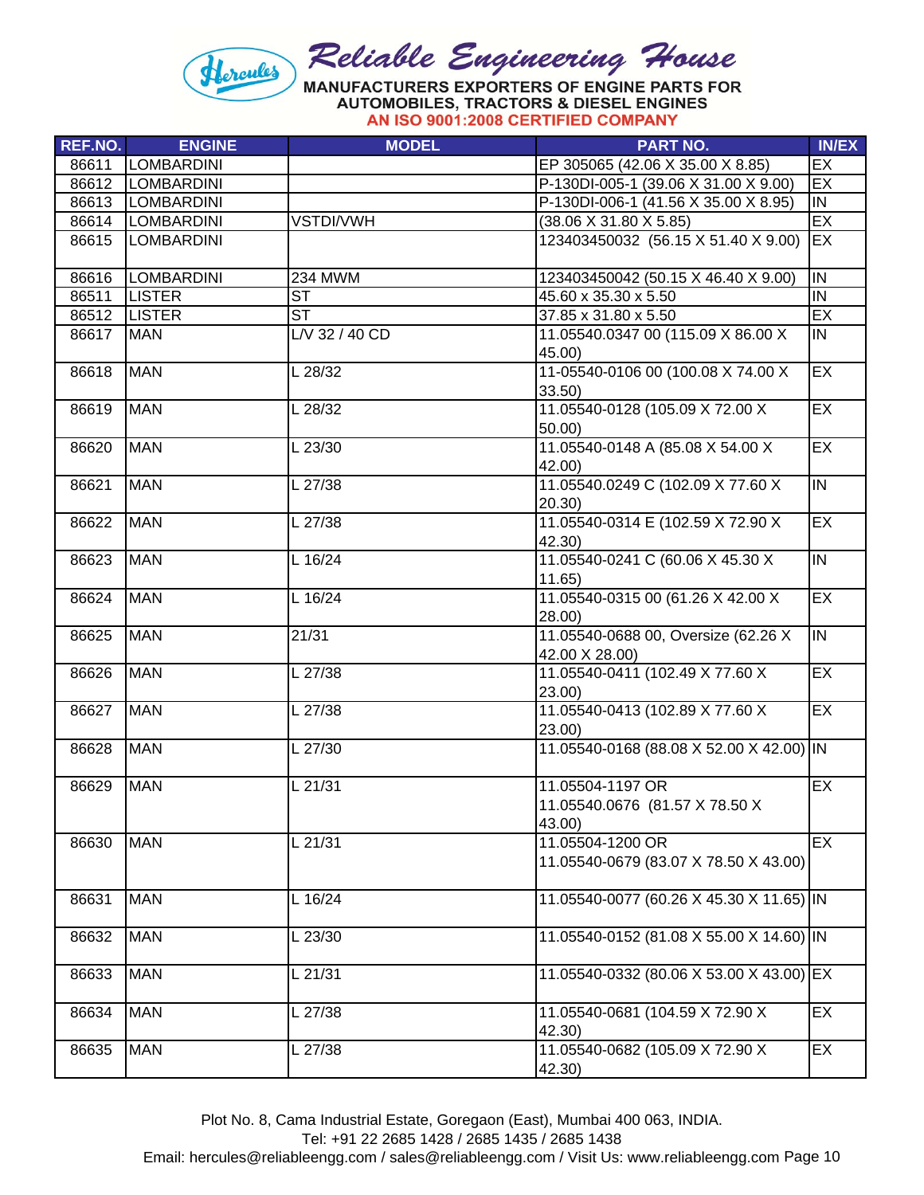# Reliable Engineering House

**MANUFACTURERS EXPORTERS OF ENGINE PARTS FOR AUTOMOBILES, TRACTORS & DIESEL ENGINES**

**AN ISO 9001:2008 CERTIFIED COMPANY**

| REF.NO. | ENGINE | MODEL | PART NO. | IN/EX |
|---|---|---|---|---|
| 86611 | LOMBARDINI | | EP 305065 (42.06 X 35.00 X 8.85) | EX |
| 86612 | LOMBARDINI | | P-130DI-005-1 (39.06 X 31.00 X 9.00) | EX |
| 86613 | LOMBARDINI | | P-130DI-006-1 (41.56 X 35.00 X 8.95) | IN |
| 86614 | LOMBARDINI | VSTDI/VWH | (38.06 X 31.80 X 5.85) | EX |
| 86615 | LOMBARDINI | | 123403450032 (56.15 X 51.40 X 9.00) | EX |
| 86616 | LOMBARDINI | 234 MWM | 123403450042 (50.15 X 46.40 X 9.00) | IN |
| 86511 | LISTER | ST | 45.60 x 35.30 x 5.50 | IN |
| 86512 | LISTER | ST | 37.85 x 31.80 x 5.50 | EX |
| 86617 | MAN | L/V 32 / 40 CD | 11.05540.0347 00 (115.09 X 86.00 X 45.00) | IN |
| 86618 | MAN | L 28/32 | 11-05540-0106 00 (100.08 X 74.00 X 33.50) | EX |
| 86619 | MAN | L 28/32 | 11.05540-0128 (105.09 X 72.00 X 50.00) | EX |
| 86620 | MAN | L 23/30 | 11.05540-0148 A (85.08 X 54.00 X 42.00) | EX |
| 86621 | MAN | L 27/38 | 11.05540.0249 C (102.09 X 77.60 X 20.30) | IN |
| 86622 | MAN | L 27/38 | 11.05540-0314 E (102.59 X 72.90 X 42.30) | EX |
| 86623 | MAN | L 16/24 | 11.05540-0241 C (60.06 X 45.30 X 11.65) | IN |
| 86624 | MAN | L 16/24 | 11.05540-0315 00 (61.26 X 42.00 X 28.00) | EX |
| 86625 | MAN | 21/31 | 11.05540-0688 00, Oversize (62.26 X 42.00 X 28.00) | IN |
| 86626 | MAN | L 27/38 | 11.05540-0411 (102.49 X 77.60 X 23.00) | EX |
| 86627 | MAN | L 27/38 | 11.05540-0413 (102.89 X 77.60 X 23.00) | EX |
| 86628 | MAN | L 27/30 | 11.05540-0168 (88.08 X 52.00 X 42.00) | IN |
| 86629 | MAN | L 21/31 | 11.05504-1197 OR 11.05540.0676 (81.57 X 78.50 X 43.00) | EX |
| 86630 | MAN | L 21/31 | 11.05504-1200 OR 11.05540-0679 (83.07 X 78.50 X 43.00) | EX |
| 86631 | MAN | L 16/24 | 11.05540-0077 (60.26 X 45.30 X 11.65) | IN |
| 86632 | MAN | L 23/30 | 11.05540-0152 (81.08 X 55.00 X 14.60) | IN |
| 86633 | MAN | L 21/31 | 11.05540-0332 (80.06 X 53.00 X 43.00) | EX |
| 86634 | MAN | L 27/38 | 11.05540-0681 (104.59 X 72.90 X 42.30) | EX |
| 86635 | MAN | L 27/38 | 11.05540-0682 (105.09 X 72.90 X 42.30) | EX |

Plot No. 8, Cama Industrial Estate, Goregaon (East), Mumbai 400 063, INDIA.
Tel: +91 22 2685 1428 / 2685 1435 / 2685 1438
Email: hercules@reliableengg.com / sales@reliableengg.com / Visit Us: www.reliableengg.com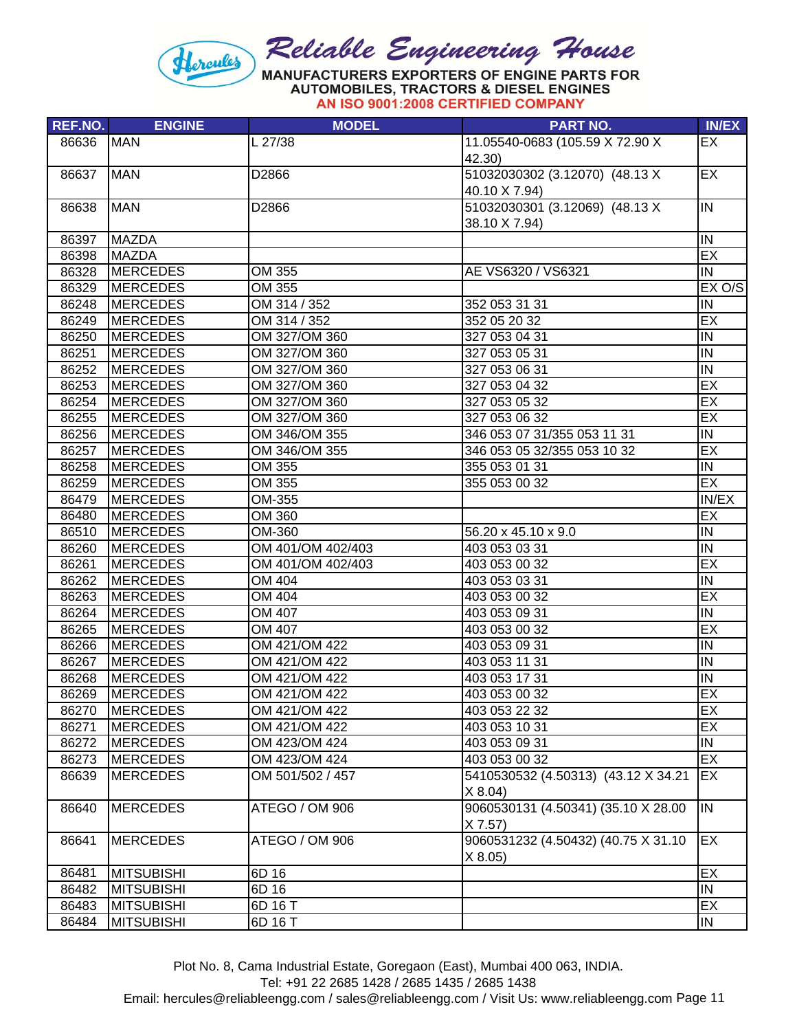# Reliable Engineering House

**MANUFACTURERS EXPORTERS OF ENGINE PARTS FOR AUTOMOBILES, TRACTORS & DIESEL ENGINES**

**AN ISO 9001:2008 CERTIFIED COMPANY**

| REF.NO. | ENGINE | MODEL | PART NO. | IN/EX |
|---|---|---|---|---|
| 86636 | MAN | L 27/38 | 11.05540-0683 (105.59 X 72.90 X 42.30) | EX |
| 86637 | MAN | D2866 | 51032030302 (3.12070) (48.13 X 40.10 X 7.94) | EX |
| 86638 | MAN | D2866 | 51032030301 (3.12069) (48.13 X 38.10 X 7.94) | IN |
| 86397 | MAZDA | | | IN |
| 86398 | MAZDA | | | EX |
| 86328 | MERCEDES | OM 355 | AE VS6320 / VS6321 | IN |
| 86329 | MERCEDES | OM 355 | | EX O/S |
| 86248 | MERCEDES | OM 314 / 352 | 352 053 31 31 | IN |
| 86249 | MERCEDES | OM 314 / 352 | 352 05 20 32 | EX |
| 86250 | MERCEDES | OM 327/OM 360 | 327 053 04 31 | IN |
| 86251 | MERCEDES | OM 327/OM 360 | 327 053 05 31 | IN |
| 86252 | MERCEDES | OM 327/OM 360 | 327 053 06 31 | IN |
| 86253 | MERCEDES | OM 327/OM 360 | 327 053 04 32 | EX |
| 86254 | MERCEDES | OM 327/OM 360 | 327 053 05 32 | EX |
| 86255 | MERCEDES | OM 327/OM 360 | 327 053 06 32 | EX |
| 86256 | MERCEDES | OM 346/OM 355 | 346 053 07 31/355 053 11 31 | IN |
| 86257 | MERCEDES | OM 346/OM 355 | 346 053 05 32/355 053 10 32 | EX |
| 86258 | MERCEDES | OM 355 | 355 053 01 31 | IN |
| 86259 | MERCEDES | OM 355 | 355 053 00 32 | EX |
| 86479 | MERCEDES | OM-355 | | IN/EX |
| 86480 | MERCEDES | OM 360 | | EX |
| 86510 | MERCEDES | OM-360 | 56.20 x 45.10 x 9.0 | IN |
| 86260 | MERCEDES | OM 401/OM 402/403 | 403 053 03 31 | IN |
| 86261 | MERCEDES | OM 401/OM 402/403 | 403 053 00 32 | EX |
| 86262 | MERCEDES | OM 404 | 403 053 03 31 | IN |
| 86263 | MERCEDES | OM 404 | 403 053 00 32 | EX |
| 86264 | MERCEDES | OM 407 | 403 053 09 31 | IN |
| 86265 | MERCEDES | OM 407 | 403 053 00 32 | EX |
| 86266 | MERCEDES | OM 421/OM 422 | 403 053 09 31 | IN |
| 86267 | MERCEDES | OM 421/OM 422 | 403 053 11 31 | IN |
| 86268 | MERCEDES | OM 421/OM 422 | 403 053 17 31 | IN |
| 86269 | MERCEDES | OM 421/OM 422 | 403 053 00 32 | EX |
| 86270 | MERCEDES | OM 421/OM 422 | 403 053 22 32 | EX |
| 86271 | MERCEDES | OM 421/OM 422 | 403 053 10 31 | EX |
| 86272 | MERCEDES | OM 423/OM 424 | 403 053 09 31 | IN |
| 86273 | MERCEDES | OM 423/OM 424 | 403 053 00 32 | EX |
| 86639 | MERCEDES | OM 501/502 / 457 | 5410530532 (4.50313) (43.12 X 34.21 X 8.04) | EX |
| 86640 | MERCEDES | ATEGO / OM 906 | 9060530131 (4.50341) (35.10 X 28.00 X 7.57) | IN |
| 86641 | MERCEDES | ATEGO / OM 906 | 9060531232 (4.50432) (40.75 X 31.10 X 8.05) | EX |
| 86481 | MITSUBISHI | 6D 16 | | EX |
| 86482 | MITSUBISHI | 6D 16 | | IN |
| 86483 | MITSUBISHI | 6D 16 T | | EX |
| 86484 | MITSUBISHI | 6D 16 T | | IN |

Plot No. 8, Cama Industrial Estate, Goregaon (East), Mumbai 400 063, INDIA.
Tel: +91 22 2685 1428 / 2685 1435 / 2685 1438
Email: hercules@reliableengg.com / sales@reliableengg.com / Visit Us: www.reliableengg.com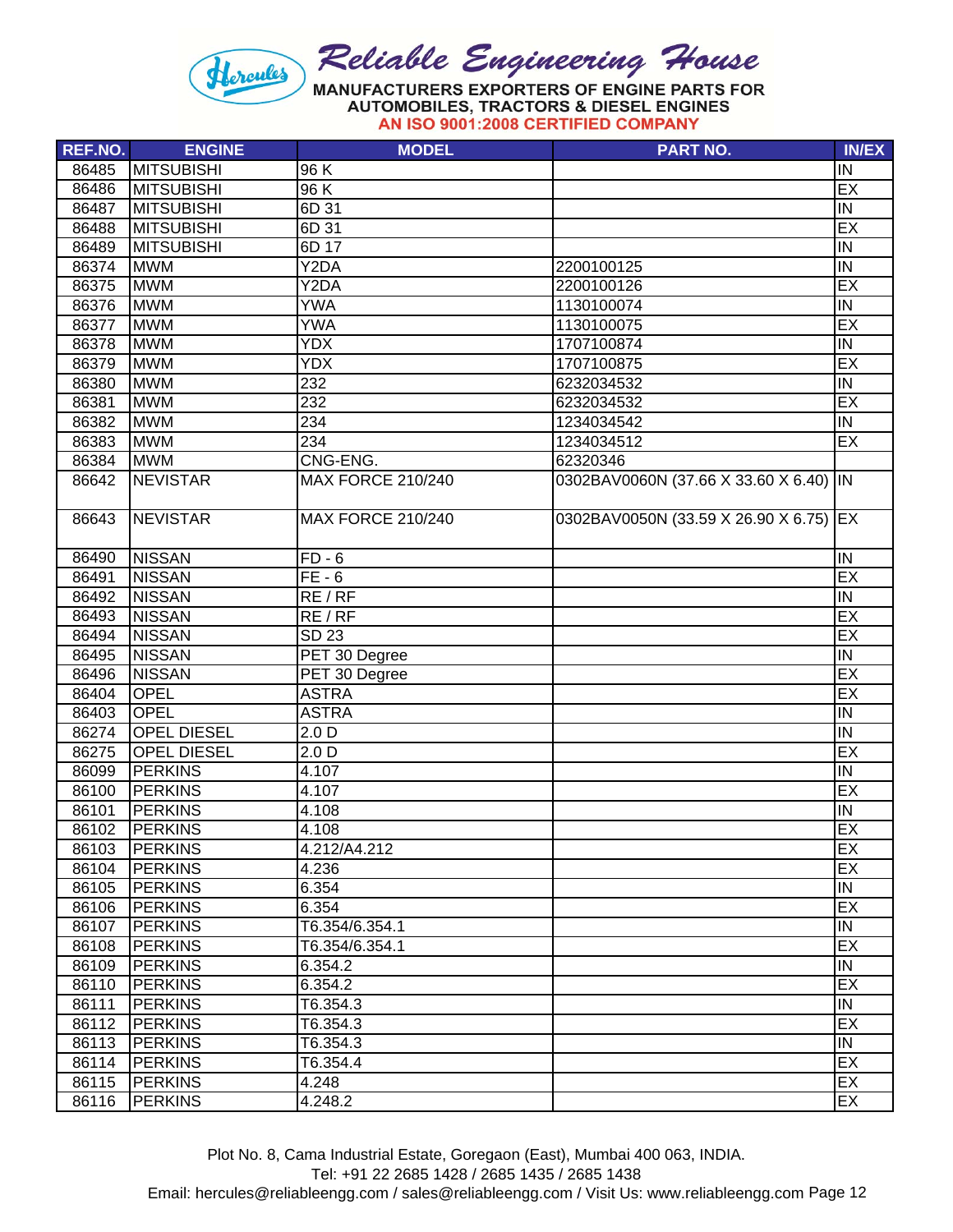Reliable Engineering House

MANUFACTURERS EXPORTERS OF ENGINE PARTS FOR AUTOMOBILES, TRACTORS & DIESEL ENGINES

AN ISO 9001:2008 CERTIFIED COMPANY

| REF.NO. | ENGINE | MODEL | PART NO. | IN/EX |
|---|---|---|---|---|
| 86485 | MITSUBISHI | 96 K | | IN |
| 86486 | MITSUBISHI | 96 K | | EX |
| 86487 | MITSUBISHI | 6D 31 | | IN |
| 86488 | MITSUBISHI | 6D 31 | | EX |
| 86489 | MITSUBISHI | 6D 17 | | IN |
| 86374 | MWM | Y2DA | 2200100125 | IN |
| 86375 | MWM | Y2DA | 2200100126 | EX |
| 86376 | MWM | YWA | 1130100074 | IN |
| 86377 | MWM | YWA | 1130100075 | EX |
| 86378 | MWM | YDX | 1707100874 | IN |
| 86379 | MWM | YDX | 1707100875 | EX |
| 86380 | MWM | 232 | 6232034532 | IN |
| 86381 | MWM | 232 | 6232034532 | EX |
| 86382 | MWM | 234 | 1234034542 | IN |
| 86383 | MWM | 234 | 1234034512 | EX |
| 86384 | MWM | CNG-ENG. | 62320346 | |
| 86642 | NEVISTAR | MAX FORCE 210/240 | 0302BAV0060N (37.66 X 33.60 X 6.40) | IN |
| 86643 | NEVISTAR | MAX FORCE 210/240 | 0302BAV0050N (33.59 X 26.90 X 6.75) | EX |
| 86490 | NISSAN | FD - 6 | | IN |
| 86491 | NISSAN | FE - 6 | | EX |
| 86492 | NISSAN | RE / RF | | IN |
| 86493 | NISSAN | RE / RF | | EX |
| 86494 | NISSAN | SD 23 | | EX |
| 86495 | NISSAN | PET 30 Degree | | IN |
| 86496 | NISSAN | PET 30 Degree | | EX |
| 86404 | OPEL | ASTRA | | EX |
| 86403 | OPEL | ASTRA | | IN |
| 86274 | OPEL DIESEL | 2.0 D | | IN |
| 86275 | OPEL DIESEL | 2.0 D | | EX |
| 86099 | PERKINS | 4.107 | | IN |
| 86100 | PERKINS | 4.107 | | EX |
| 86101 | PERKINS | 4.108 | | IN |
| 86102 | PERKINS | 4.108 | | EX |
| 86103 | PERKINS | 4.212/A4.212 | | EX |
| 86104 | PERKINS | 4.236 | | EX |
| 86105 | PERKINS | 6.354 | | IN |
| 86106 | PERKINS | 6.354 | | EX |
| 86107 | PERKINS | T6.354/6.354.1 | | IN |
| 86108 | PERKINS | T6.354/6.354.1 | | EX |
| 86109 | PERKINS | 6.354.2 | | IN |
| 86110 | PERKINS | 6.354.2 | | EX |
| 86111 | PERKINS | T6.354.3 | | IN |
| 86112 | PERKINS | T6.354.3 | | EX |
| 86113 | PERKINS | T6.354.3 | | IN |
| 86114 | PERKINS | T6.354.4 | | EX |
| 86115 | PERKINS | 4.248 | | EX |
| 86116 | PERKINS | 4.248.2 | | EX |

Plot No. 8, Cama Industrial Estate, Goregaon (East), Mumbai 400 063, INDIA.
Tel: +91 22 2685 1428 / 2685 1435 / 2685 1438
Email: hercules@reliableengg.com / sales@reliableengg.com / Visit Us: www.reliableengg.com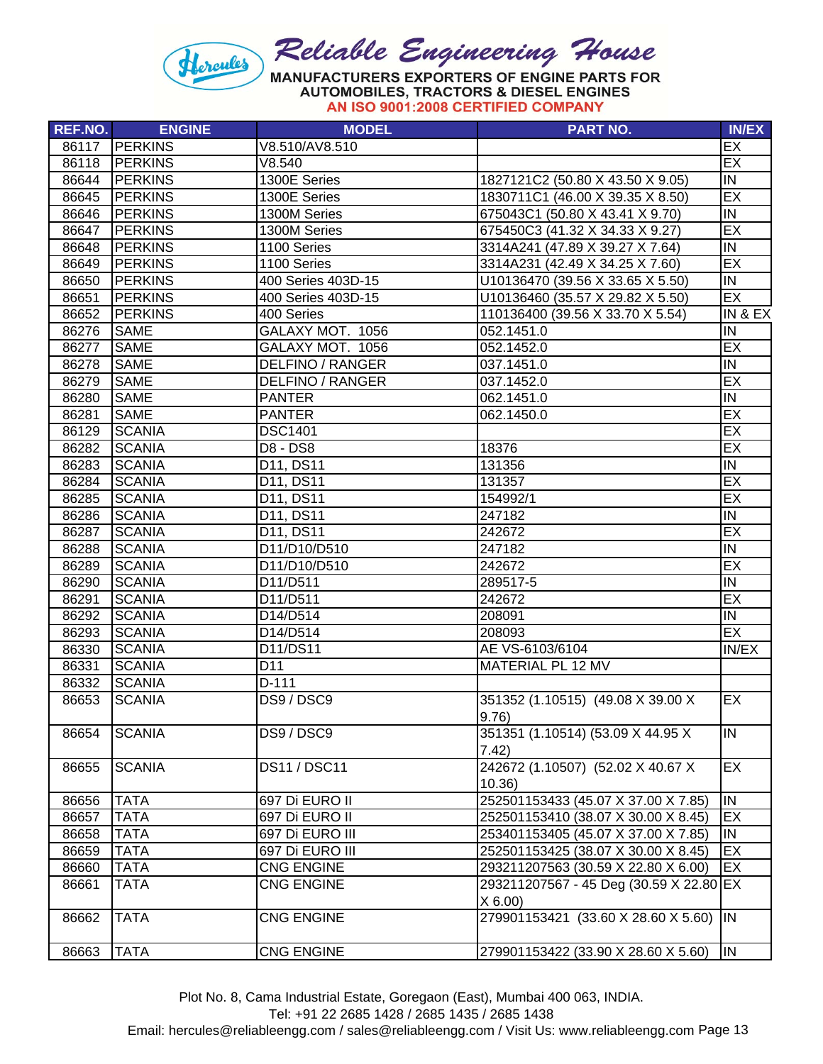# Reliable Engineering House

MANUFACTURERS EXPORTERS OF ENGINE PARTS FOR AUTOMOBILES, TRACTORS & DIESEL ENGINES

AN ISO 9001:2008 CERTIFIED COMPANY

| REF.NO. | ENGINE | MODEL | PART NO. | IN/EX |
|---|---|---|---|---|
| 86117 | PERKINS | V8.510/AV8.510 | | EX |
| 86118 | PERKINS | V8.540 | | EX |
| 86644 | PERKINS | 1300E Series | 1827121C2 (50.80 X 43.50 X 9.05) | IN |
| 86645 | PERKINS | 1300E Series | 1830711C1 (46.00 X 39.35 X 8.50) | EX |
| 86646 | PERKINS | 1300M Series | 675043C1 (50.80 X 43.41 X 9.70) | IN |
| 86647 | PERKINS | 1300M Series | 675450C3 (41.32 X 34.33 X 9.27) | EX |
| 86648 | PERKINS | 1100 Series | 3314A241 (47.89 X 39.27 X 7.64) | IN |
| 86649 | PERKINS | 1100 Series | 3314A231 (42.49 X 34.25 X 7.60) | EX |
| 86650 | PERKINS | 400 Series 403D-15 | U10136470 (39.56 X 33.65 X 5.50) | IN |
| 86651 | PERKINS | 400 Series 403D-15 | U10136460 (35.57 X 29.82 X 5.50) | EX |
| 86652 | PERKINS | 400 Series | 110136400 (39.56 X 33.70 X 5.54) | IN & EX |
| 86276 | SAME | GALAXY MOT. 1056 | 052.1451.0 | IN |
| 86277 | SAME | GALAXY MOT. 1056 | 052.1452.0 | EX |
| 86278 | SAME | DELFINO / RANGER | 037.1451.0 | IN |
| 86279 | SAME | DELFINO / RANGER | 037.1452.0 | EX |
| 86280 | SAME | PANTER | 062.1451.0 | IN |
| 86281 | SAME | PANTER | 062.1450.0 | EX |
| 86129 | SCANIA | DSC1401 | | EX |
| 86282 | SCANIA | D8 - DS8 | 18376 | EX |
| 86283 | SCANIA | D11, DS11 | 131356 | IN |
| 86284 | SCANIA | D11, DS11 | 131357 | EX |
| 86285 | SCANIA | D11, DS11 | 154992/1 | EX |
| 86286 | SCANIA | D11, DS11 | 247182 | IN |
| 86287 | SCANIA | D11, DS11 | 242672 | EX |
| 86288 | SCANIA | D11/D10/D510 | 247182 | IN |
| 86289 | SCANIA | D11/D10/D510 | 242672 | EX |
| 86290 | SCANIA | D11/D511 | 289517-5 | IN |
| 86291 | SCANIA | D11/D511 | 242672 | EX |
| 86292 | SCANIA | D14/D514 | 208091 | IN |
| 86293 | SCANIA | D14/D514 | 208093 | EX |
| 86330 | SCANIA | D11/DS11 | AE VS-6103/6104 | IN/EX |
| 86331 | SCANIA | D11 | MATERIAL PL 12 MV | |
| 86332 | SCANIA | D-111 | | |
| 86653 | SCANIA | DS9 / DSC9 | 351352 (1.10515) (49.08 X 39.00 X 9.76) | EX |
| 86654 | SCANIA | DS9 / DSC9 | 351351 (1.10514) (53.09 X 44.95 X 7.42) | IN |
| 86655 | SCANIA | DS11 / DSC11 | 242672 (1.10507) (52.02 X 40.67 X 10.36) | EX |
| 86656 | TATA | 697 Di EURO II | 252501153433 (45.07 X 37.00 X 7.85) | IN |
| 86657 | TATA | 697 Di EURO II | 252501153410 (38.07 X 30.00 X 8.45) | EX |
| 86658 | TATA | 697 Di EURO III | 253401153405 (45.07 X 37.00 X 7.85) | IN |
| 86659 | TATA | 697 Di EURO III | 252501153425 (38.07 X 30.00 X 8.45) | EX |
| 86660 | TATA | CNG ENGINE | 293211207563 (30.59 X 22.80 X 6.00) | EX |
| 86661 | TATA | CNG ENGINE | 293211207567 - 45 Deg (30.59 X 22.80 X 6.00) | EX |
| 86662 | TATA | CNG ENGINE | 279901153421 (33.60 X 28.60 X 5.60) | IN |
| 86663 | TATA | CNG ENGINE | 279901153422 (33.90 X 28.60 X 5.60) | IN |

Plot No. 8, Cama Industrial Estate, Goregaon (East), Mumbai 400 063, INDIA.
Tel: +91 22 2685 1428 / 2685 1435 / 2685 1438
Email: hercules@reliableengg.com / sales@reliableengg.com / Visit Us: www.reliableengg.com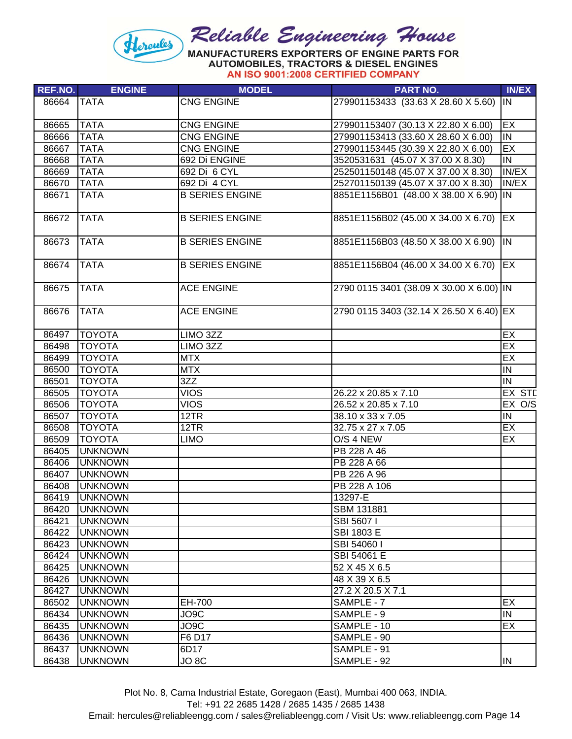Reliable Engineering House

MANUFACTURERS EXPORTERS OF ENGINE PARTS FOR AUTOMOBILES, TRACTORS & DIESEL ENGINES

AN ISO 9001:2008 CERTIFIED COMPANY

| REF.NO. | ENGINE | MODEL | PART NO. | IN/EX |
|---|---|---|---|---|
| 86664 | TATA | CNG ENGINE | 279901153433 (33.63 X 28.60 X 5.60) | IN |
| 86665 | TATA | CNG ENGINE | 279901153407 (30.13 X 22.80 X 6.00) | EX |
| 86666 | TATA | CNG ENGINE | 279901153413 (33.60 X 28.60 X 6.00) | IN |
| 86667 | TATA | CNG ENGINE | 279901153445 (30.39 X 22.80 X 6.00) | EX |
| 86668 | TATA | 692 Di ENGINE | 3520531631 (45.07 X 37.00 X 8.30) | IN |
| 86669 | TATA | 692 Di 6 CYL | 252501150148 (45.07 X 37.00 X 8.30) | IN/EX |
| 86670 | TATA | 692 Di 4 CYL | 252701150139 (45.07 X 37.00 X 8.30) | IN/EX |
| 86671 | TATA | B SERIES ENGINE | 8851E1156B01 (48.00 X 38.00 X 6.90) | IN |
| 86672 | TATA | B SERIES ENGINE | 8851E1156B02 (45.00 X 34.00 X 6.70) | EX |
| 86673 | TATA | B SERIES ENGINE | 8851E1156B03 (48.50 X 38.00 X 6.90) | IN |
| 86674 | TATA | B SERIES ENGINE | 8851E1156B04 (46.00 X 34.00 X 6.70) | EX |
| 86675 | TATA | ACE ENGINE | 2790 0115 3401 (38.09 X 30.00 X 6.00) | IN |
| 86676 | TATA | ACE ENGINE | 2790 0115 3403 (32.14 X 26.50 X 6.40) | EX |
| 86497 | TOYOTA | LIMO 3ZZ | | EX |
| 86498 | TOYOTA | LIMO 3ZZ | | EX |
| 86499 | TOYOTA | MTX | | EX |
| 86500 | TOYOTA | MTX | | IN |
| 86501 | TOYOTA | 3ZZ | | IN |
| 86505 | TOYOTA | VIOS | 26.22 x 20.85 x 7.10 | EX STD |
| 86506 | TOYOTA | VIOS | 26.52 x 20.85 x 7.10 | EX O/S |
| 86507 | TOYOTA | 12TR | 38.10 x 33 x 7.05 | IN |
| 86508 | TOYOTA | 12TR | 32.75 x 27 x 7.05 | EX |
| 86509 | TOYOTA | LIMO | O/S 4 NEW | EX |
| 86405 | UNKNOWN | | PB 228 A 46 | |
| 86406 | UNKNOWN | | PB 228 A 66 | |
| 86407 | UNKNOWN | | PB 226 A 96 | |
| 86408 | UNKNOWN | | PB 228 A 106 | |
| 86419 | UNKNOWN | | 13297-E | |
| 86420 | UNKNOWN | | SBM 131881 | |
| 86421 | UNKNOWN | | SBI 5607 I | |
| 86422 | UNKNOWN | | SBI 1803 E | |
| 86423 | UNKNOWN | | SBI 54060 I | |
| 86424 | UNKNOWN | | SBI 54061 E | |
| 86425 | UNKNOWN | | 52 X 45 X 6.5 | |
| 86426 | UNKNOWN | | 48 X 39 X 6.5 | |
| 86427 | UNKNOWN | | 27.2 X 20.5 X 7.1 | |
| 86502 | UNKNOWN | EH-700 | SAMPLE - 7 | EX |
| 86434 | UNKNOWN | JO9C | SAMPLE - 9 | IN |
| 86435 | UNKNOWN | JO9C | SAMPLE - 10 | EX |
| 86436 | UNKNOWN | F6 D17 | SAMPLE - 90 | |
| 86437 | UNKNOWN | 6D17 | SAMPLE - 91 | |
| 86438 | UNKNOWN | JO 8C | SAMPLE - 92 | IN |

Plot No. 8, Cama Industrial Estate, Goregaon (East), Mumbai 400 063, INDIA.
Tel: +91 22 2685 1428 / 2685 1435 / 2685 1438
Email: hercules@reliableengg.com / sales@reliableengg.com / Visit Us: www.reliableengg.com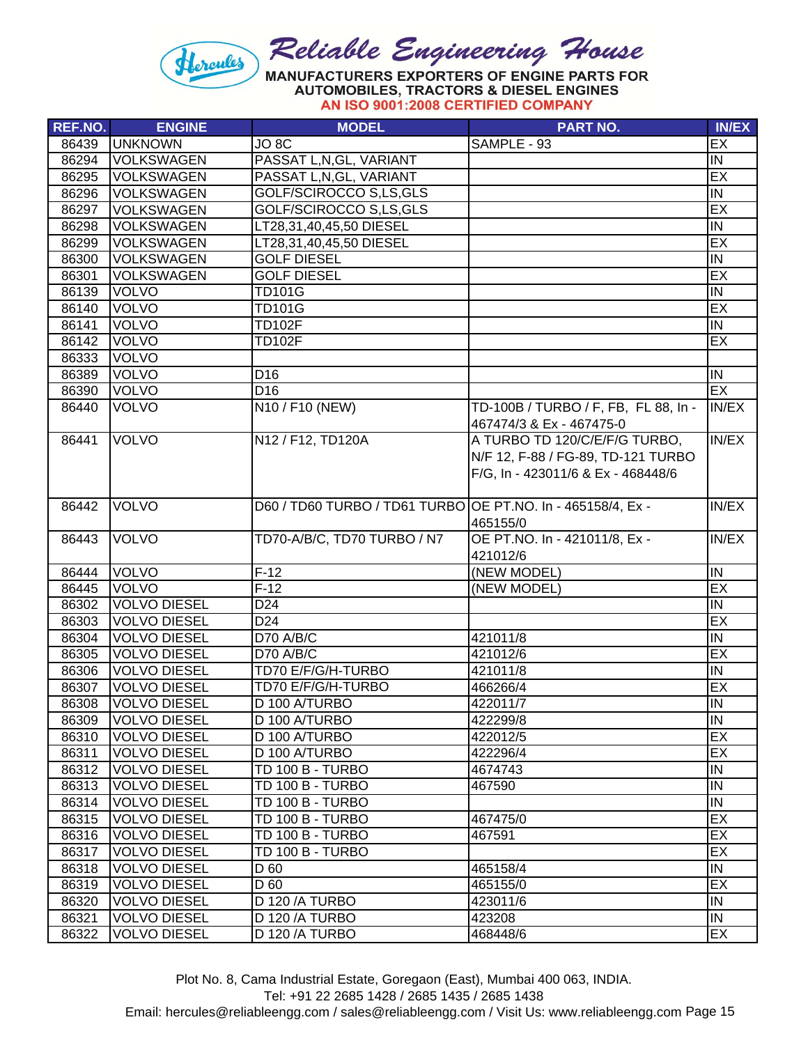# Reliable Engineering House

**MANUFACTURERS EXPORTERS OF ENGINE PARTS FOR AUTOMOBILES, TRACTORS & DIESEL ENGINES**

**AN ISO 9001:2008 CERTIFIED COMPANY**

| REF.NO. | ENGINE | MODEL | PART NO. | IN/EX |
|---|---|---|---|---|
| 86439 | UNKNOWN | JO 8C | SAMPLE - 93 | EX |
| 86294 | VOLKSWAGEN | PASSAT L,N,GL, VARIANT | | IN |
| 86295 | VOLKSWAGEN | PASSAT L,N,GL, VARIANT | | EX |
| 86296 | VOLKSWAGEN | GOLF/SCIROCCO S,LS,GLS | | IN |
| 86297 | VOLKSWAGEN | GOLF/SCIROCCO S,LS,GLS | | EX |
| 86298 | VOLKSWAGEN | LT28,31,40,45,50 DIESEL | | IN |
| 86299 | VOLKSWAGEN | LT28,31,40,45,50 DIESEL | | EX |
| 86300 | VOLKSWAGEN | GOLF DIESEL | | IN |
| 86301 | VOLKSWAGEN | GOLF DIESEL | | EX |
| 86139 | VOLVO | TD101G | | IN |
| 86140 | VOLVO | TD101G | | EX |
| 86141 | VOLVO | TD102F | | IN |
| 86142 | VOLVO | TD102F | | EX |
| 86333 | VOLVO | | | |
| 86389 | VOLVO | D16 | | IN |
| 86390 | VOLVO | D16 | | EX |
| 86440 | VOLVO | N10 / F10 (NEW) | TD-100B / TURBO / F, FB, FL 88, In - 467474/3 & Ex - 467475-0 | IN/EX |
| 86441 | VOLVO | N12 / F12, TD120A | A TURBO TD 120/C/E/F/G TURBO, N/F 12, F-88 / FG-89, TD-121 TURBO F/G, In - 423011/6 & Ex - 468448/6 | IN/EX |
| 86442 | VOLVO | D60 / TD60 TURBO / TD61 TURBO | OE PT.NO. In - 465158/4, Ex - 465155/0 | IN/EX |
| 86443 | VOLVO | TD70-A/B/C, TD70 TURBO / N7 | OE PT.NO. In - 421011/8, Ex - 421012/6 | IN/EX |
| 86444 | VOLVO | F-12 | (NEW MODEL) | IN |
| 86445 | VOLVO | F-12 | (NEW MODEL) | EX |
| 86302 | VOLVO DIESEL | D24 | | IN |
| 86303 | VOLVO DIESEL | D24 | | EX |
| 86304 | VOLVO DIESEL | D70 A/B/C | 421011/8 | IN |
| 86305 | VOLVO DIESEL | D70 A/B/C | 421012/6 | EX |
| 86306 | VOLVO DIESEL | TD70 E/F/G/H-TURBO | 421011/8 | IN |
| 86307 | VOLVO DIESEL | TD70 E/F/G/H-TURBO | 466266/4 | EX |
| 86308 | VOLVO DIESEL | D 100 A/TURBO | 422011/7 | IN |
| 86309 | VOLVO DIESEL | D 100 A/TURBO | 422299/8 | IN |
| 86310 | VOLVO DIESEL | D 100 A/TURBO | 422012/5 | EX |
| 86311 | VOLVO DIESEL | D 100 A/TURBO | 422296/4 | EX |
| 86312 | VOLVO DIESEL | TD 100 B - TURBO | 4674743 | IN |
| 86313 | VOLVO DIESEL | TD 100 B - TURBO | 467590 | IN |
| 86314 | VOLVO DIESEL | TD 100 B - TURBO | | IN |
| 86315 | VOLVO DIESEL | TD 100 B - TURBO | 467475/0 | EX |
| 86316 | VOLVO DIESEL | TD 100 B - TURBO | 467591 | EX |
| 86317 | VOLVO DIESEL | TD 100 B - TURBO | | EX |
| 86318 | VOLVO DIESEL | D 60 | 465158/4 | IN |
| 86319 | VOLVO DIESEL | D 60 | 465155/0 | EX |
| 86320 | VOLVO DIESEL | D 120 /A TURBO | 423011/6 | IN |
| 86321 | VOLVO DIESEL | D 120 /A TURBO | 423208 | IN |
| 86322 | VOLVO DIESEL | D 120 /A TURBO | 468448/6 | EX |

Plot No. 8, Cama Industrial Estate, Goregaon (East), Mumbai 400 063, INDIA.
Tel: +91 22 2685 1428 / 2685 1435 / 2685 1438
Email: hercules@reliableengg.com / sales@reliableengg.com / Visit Us: www.reliableengg.com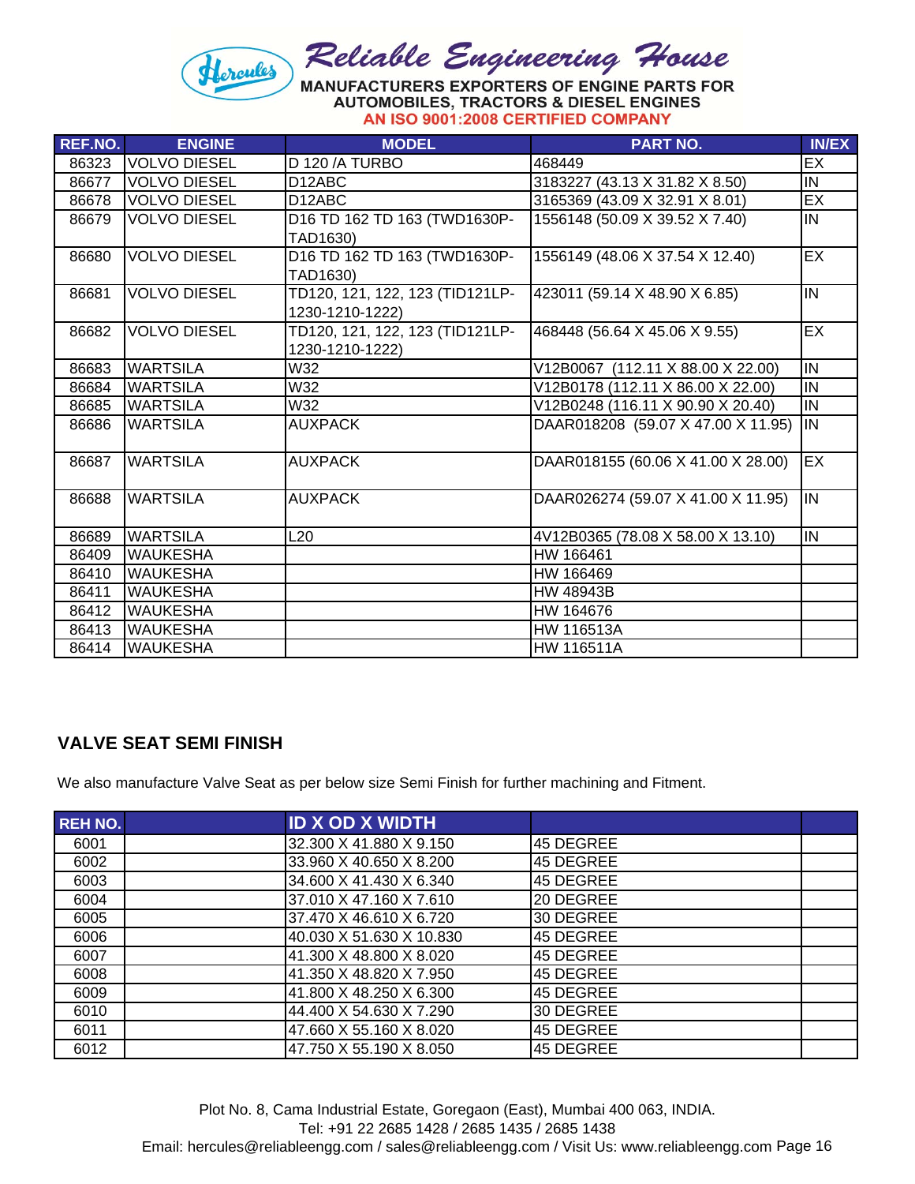# Reliable Engineering House

MANUFACTURERS EXPORTERS OF ENGINE PARTS FOR AUTOMOBILES, TRACTORS & DIESEL ENGINES

AN ISO 9001:2008 CERTIFIED COMPANY

| REF.NO. | ENGINE | MODEL | PART NO. | IN/EX |
|---|---|---|---|---|
| 86323 | VOLVO DIESEL | D 120 /A TURBO | 468449 | EX |
| 86677 | VOLVO DIESEL | D12ABC | 3183227 (43.13 X 31.82 X 8.50) | IN |
| 86678 | VOLVO DIESEL | D12ABC | 3165369 (43.09 X 32.91 X 8.01) | EX |
| 86679 | VOLVO DIESEL | D16 TD 162 TD 163 (TWD1630P-TAD1630) | 1556148 (50.09 X 39.52 X 7.40) | IN |
| 86680 | VOLVO DIESEL | D16 TD 162 TD 163 (TWD1630P-TAD1630) | 1556149 (48.06 X 37.54 X 12.40) | EX |
| 86681 | VOLVO DIESEL | TD120, 121, 122, 123 (TID121LP-1230-1210-1222) | 423011 (59.14 X 48.90 X 6.85) | IN |
| 86682 | VOLVO DIESEL | TD120, 121, 122, 123 (TID121LP-1230-1210-1222) | 468448 (56.64 X 45.06 X 9.55) | EX |
| 86683 | WARTSILA | W32 | V12B0067 (112.11 X 88.00 X 22.00) | IN |
| 86684 | WARTSILA | W32 | V12B0178 (112.11 X 86.00 X 22.00) | IN |
| 86685 | WARTSILA | W32 | V12B0248 (116.11 X 90.90 X 20.40) | IN |
| 86686 | WARTSILA | AUXPACK | DAAR018208 (59.07 X 47.00 X 11.95) | IN |
| 86687 | WARTSILA | AUXPACK | DAAR018155 (60.06 X 41.00 X 28.00) | EX |
| 86688 | WARTSILA | AUXPACK | DAAR026274 (59.07 X 41.00 X 11.95) | IN |
| 86689 | WARTSILA | L20 | 4V12B0365 (78.08 X 58.00 X 13.10) | IN |
| 86409 | WAUKESHA | | HW 166461 | |
| 86410 | WAUKESHA | | HW 166469 | |
| 86411 | WAUKESHA | | HW 48943B | |
| 86412 | WAUKESHA | | HW 164676 | |
| 86413 | WAUKESHA | | HW 116513A | |
| 86414 | WAUKESHA | | HW 116511A | |

## VALVE SEAT SEMI FINISH

We also manufacture Valve Seat as per below size Semi Finish for further machining and Fitment.

| REH NO. | | ID X OD X WIDTH | | |
|---|---|---|---|---|
| 6001 | | 32.300 X 41.880 X 9.150 | 45 DEGREE | |
| 6002 | | 33.960 X 40.650 X 8.200 | 45 DEGREE | |
| 6003 | | 34.600 X 41.430 X 6.340 | 45 DEGREE | |
| 6004 | | 37.010 X 47.160 X 7.610 | 20 DEGREE | |
| 6005 | | 37.470 X 46.610 X 6.720 | 30 DEGREE | |
| 6006 | | 40.030 X 51.630 X 10.830 | 45 DEGREE | |
| 6007 | | 41.300 X 48.800 X 8.020 | 45 DEGREE | |
| 6008 | | 41.350 X 48.820 X 7.950 | 45 DEGREE | |
| 6009 | | 41.800 X 48.250 X 6.300 | 45 DEGREE | |
| 6010 | | 44.400 X 54.630 X 7.290 | 30 DEGREE | |
| 6011 | | 47.660 X 55.160 X 8.020 | 45 DEGREE | |
| 6012 | | 47.750 X 55.190 X 8.050 | 45 DEGREE | |

Plot No. 8, Cama Industrial Estate, Goregaon (East), Mumbai 400 063, INDIA.
Tel: +91 22 2685 1428 / 2685 1435 / 2685 1438
Email: hercules@reliableengg.com / sales@reliableengg.com / Visit Us: www.reliableengg.com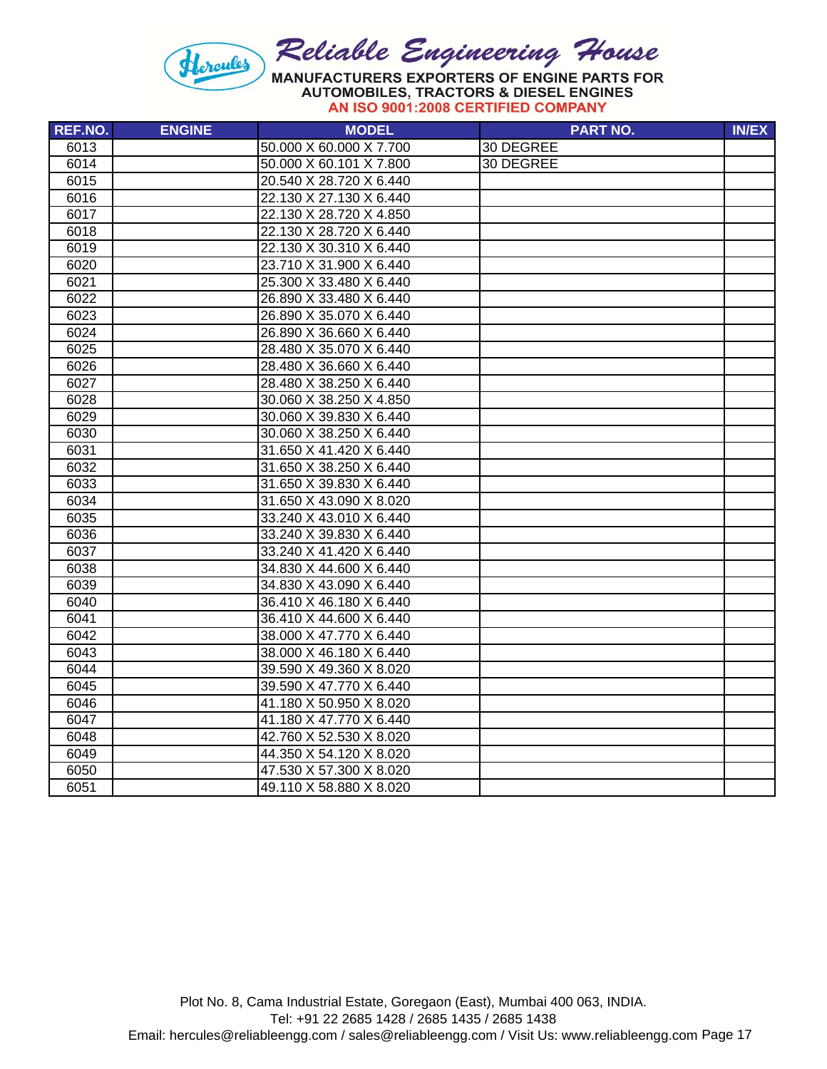| REF.NO. | ENGINE | MODEL | PART NO. | IN/EX |
|---|---|---|---|---|
| 6013 | | 50.000 X 60.000 X 7.700 | 30 DEGREE | |
| 6014 | | 50.000 X 60.101 X 7.800 | 30 DEGREE | |
| 6015 | | 20.540 X 28.720 X 6.440 | | |
| 6016 | | 22.130 X 27.130 X 6.440 | | |
| 6017 | | 22.130 X 28.720 X 4.850 | | |
| 6018 | | 22.130 X 28.720 X 6.440 | | |
| 6019 | | 22.130 X 30.310 X 6.440 | | |
| 6020 | | 23.710 X 31.900 X 6.440 | | |
| 6021 | | 25.300 X 33.480 X 6.440 | | |
| 6022 | | 26.890 X 33.480 X 6.440 | | |
| 6023 | | 26.890 X 35.070 X 6.440 | | |
| 6024 | | 26.890 X 36.660 X 6.440 | | |
| 6025 | | 28.480 X 35.070 X 6.440 | | |
| 6026 | | 28.480 X 36.660 X 6.440 | | |
| 6027 | | 28.480 X 38.250 X 6.440 | | |
| 6028 | | 30.060 X 38.250 X 4.850 | | |
| 6029 | | 30.060 X 39.830 X 6.440 | | |
| 6030 | | 30.060 X 38.250 X 6.440 | | |
| 6031 | | 31.650 X 41.420 X 6.440 | | |
| 6032 | | 31.650 X 38.250 X 6.440 | | |
| 6033 | | 31.650 X 39.830 X 6.440 | | |
| 6034 | | 31.650 X 43.090 X 8.020 | | |
| 6035 | | 33.240 X 43.010 X 6.440 | | |
| 6036 | | 33.240 X 39.830 X 6.440 | | |
| 6037 | | 33.240 X 41.420 X 6.440 | | |
| 6038 | | 34.830 X 44.600 X 6.440 | | |
| 6039 | | 34.830 X 43.090 X 6.440 | | |
| 6040 | | 36.410 X 46.180 X 6.440 | | |
| 6041 | | 36.410 X 44.600 X 6.440 | | |
| 6042 | | 38.000 X 47.770 X 6.440 | | |
| 6043 | | 38.000 X 46.180 X 6.440 | | |
| 6044 | | 39.590 X 49.360 X 8.020 | | |
| 6045 | | 39.590 X 47.770 X 6.440 | | |
| 6046 | | 41.180 X 50.950 X 8.020 | | |
| 6047 | | 41.180 X 47.770 X 6.440 | | |
| 6048 | | 42.760 X 52.530 X 8.020 | | |
| 6049 | | 44.350 X 54.120 X 8.020 | | |
| 6050 | | 47.530 X 57.300 X 8.020 | | |
| 6051 | | 49.110 X 58.880 X 8.020 | | |